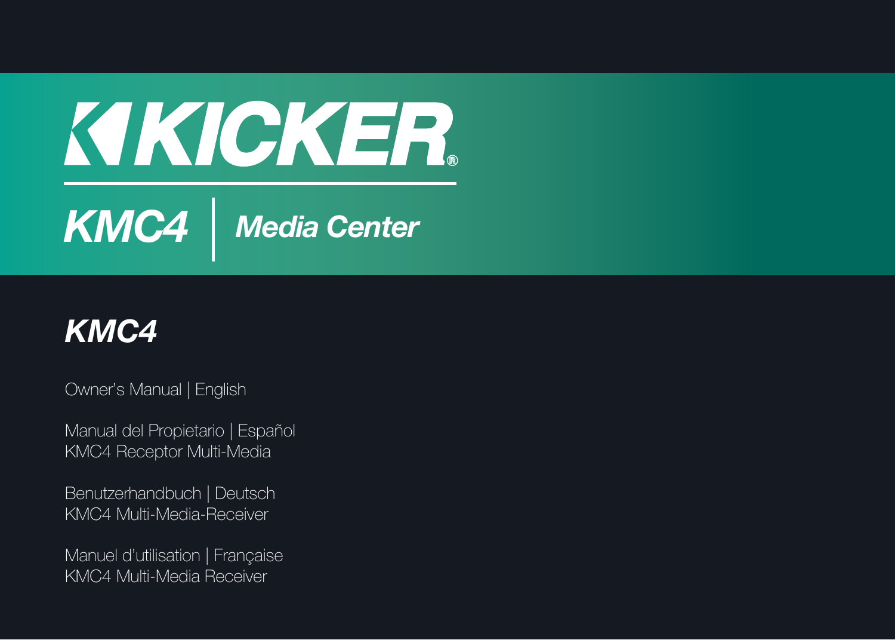# KICKER®

## KMC4 | Media Center

## KMC4

Owner's Manual | English

Manual del Propietario | Español
KMC4 Receptor Multi-Media

Benutzerhandbuch | Deutsch
KMC4 Multi-Media-Receiver

Manuel d'utilisation | Française
KMC4 Multi-Media Receiver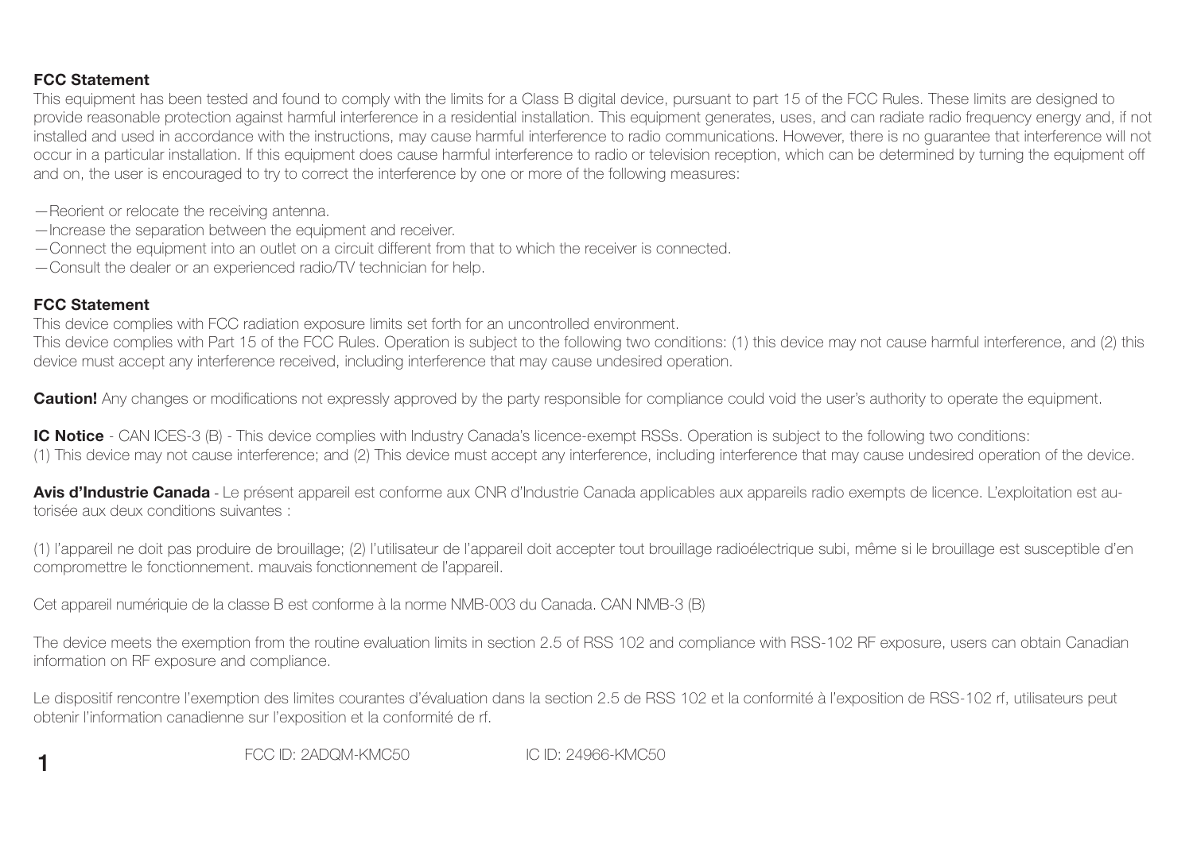**FCC Statement**

This equipment has been tested and found to comply with the limits for a Class B digital device, pursuant to part 15 of the FCC Rules. These limits are designed to provide reasonable protection against harmful interference in a residential installation. This equipment generates, uses, and can radiate radio frequency energy and, if not installed and used in accordance with the instructions, may cause harmful interference to radio communications. However, there is no guarantee that interference will not occur in a particular installation. If this equipment does cause harmful interference to radio or television reception, which can be determined by turning the equipment off and on, the user is encouraged to try to correct the interference by one or more of the following measures:

—Reorient or relocate the receiving antenna.
—Increase the separation between the equipment and receiver.
—Connect the equipment into an outlet on a circuit different from that to which the receiver is connected.
—Consult the dealer or an experienced radio/TV technician for help.

**FCC Statement**

This device complies with FCC radiation exposure limits set forth for an uncontrolled environment.
This device complies with Part 15 of the FCC Rules. Operation is subject to the following two conditions: (1) this device may not cause harmful interference, and (2) this device must accept any interference received, including interference that may cause undesired operation.

**Caution!** Any changes or modifications not expressly approved by the party responsible for compliance could void the user's authority to operate the equipment.

**IC Notice** - CAN ICES-3 (B) - This device complies with Industry Canada's licence-exempt RSSs. Operation is subject to the following two conditions:
(1) This device may not cause interference; and (2) This device must accept any interference, including interference that may cause undesired operation of the device.

**Avis d'Industrie Canada** - Le présent appareil est conforme aux CNR d'Industrie Canada applicables aux appareils radio exempts de licence. L'exploitation est autorisée aux deux conditions suivantes :

(1) l'appareil ne doit pas produire de brouillage; (2) l'utilisateur de l'appareil doit accepter tout brouillage radioélectrique subi, même si le brouillage est susceptible d'en compromettre le fonctionnement. mauvais fonctionnement de l'appareil.

Cet appareil numériquie de la classe B est conforme à la norme NMB-003 du Canada. CAN NMB-3 (B)

The device meets the exemption from the routine evaluation limits in section 2.5 of RSS 102 and compliance with RSS-102 RF exposure, users can obtain Canadian information on RF exposure and compliance.

Le dispositif rencontre l'exemption des limites courantes d'évaluation dans la section 2.5 de RSS 102 et la conformité à l'exposition de RSS-102 rf, utilisateurs peut obtenir l'information canadienne sur l'exposition et la conformité de rf.

FCC ID: 2ADQM-KMC50 IC ID: 24966-KMC50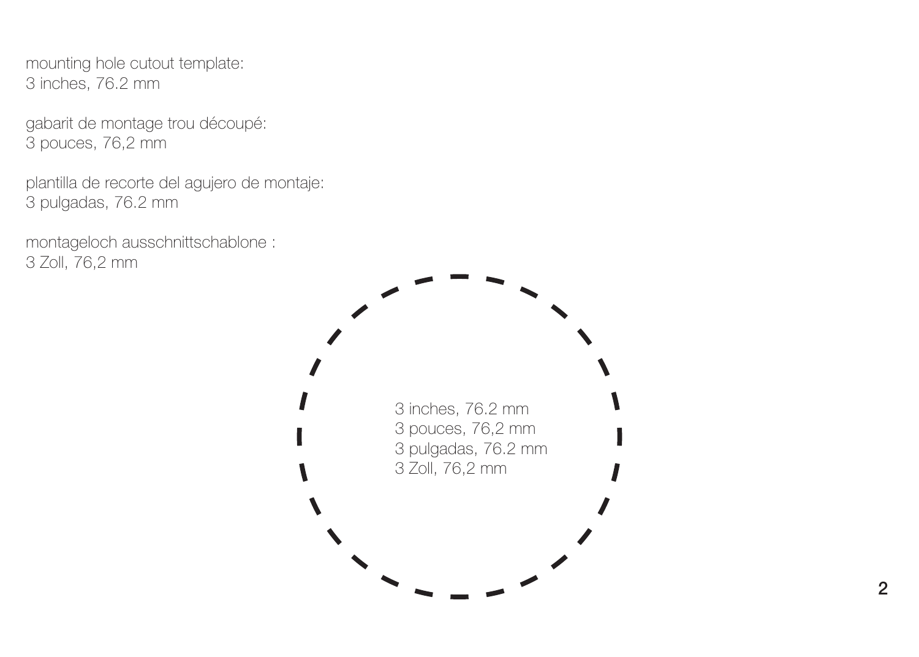mounting hole cutout template:
3 inches, 76.2 mm

gabarit de montage trou découpé:
3 pouces, 76,2 mm

plantilla de recorte del agujero de montaje:
3 pulgadas, 76.2 mm

montageloch ausschnittschablone :
3 Zoll, 76,2 mm

3 inches, 76.2 mm
3 pouces, 76,2 mm
3 pulgadas, 76.2 mm
3 Zoll, 76,2 mm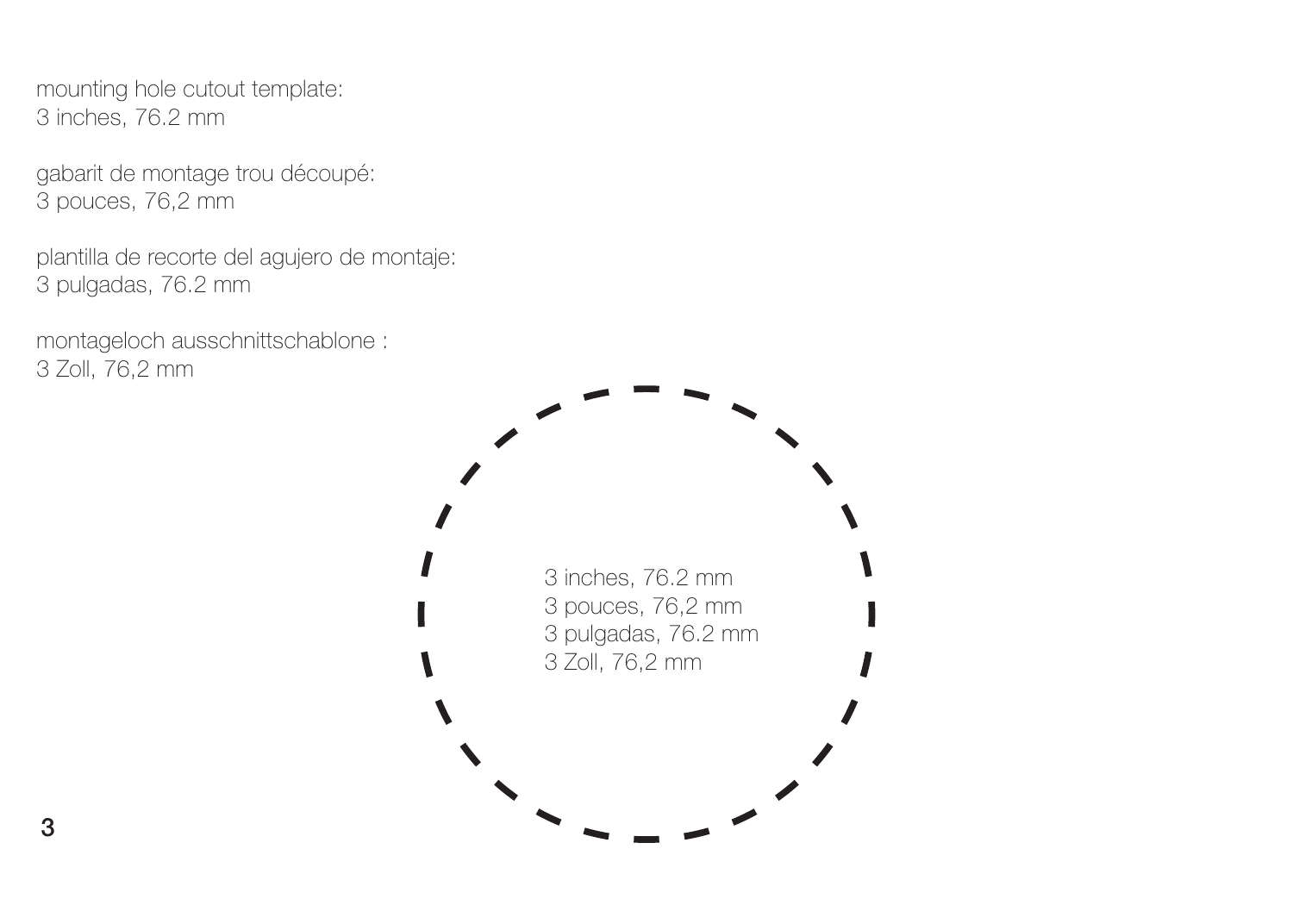mounting hole cutout template:
3 inches, 76.2 mm

gabarit de montage trou découpé:
3 pouces, 76,2 mm

plantilla de recorte del agujero de montaje:
3 pulgadas, 76.2 mm

montageloch ausschnittschablone :
3 Zoll, 76,2 mm

3 inches, 76.2 mm
3 pouces, 76,2 mm
3 pulgadas, 76.2 mm
3 Zoll, 76,2 mm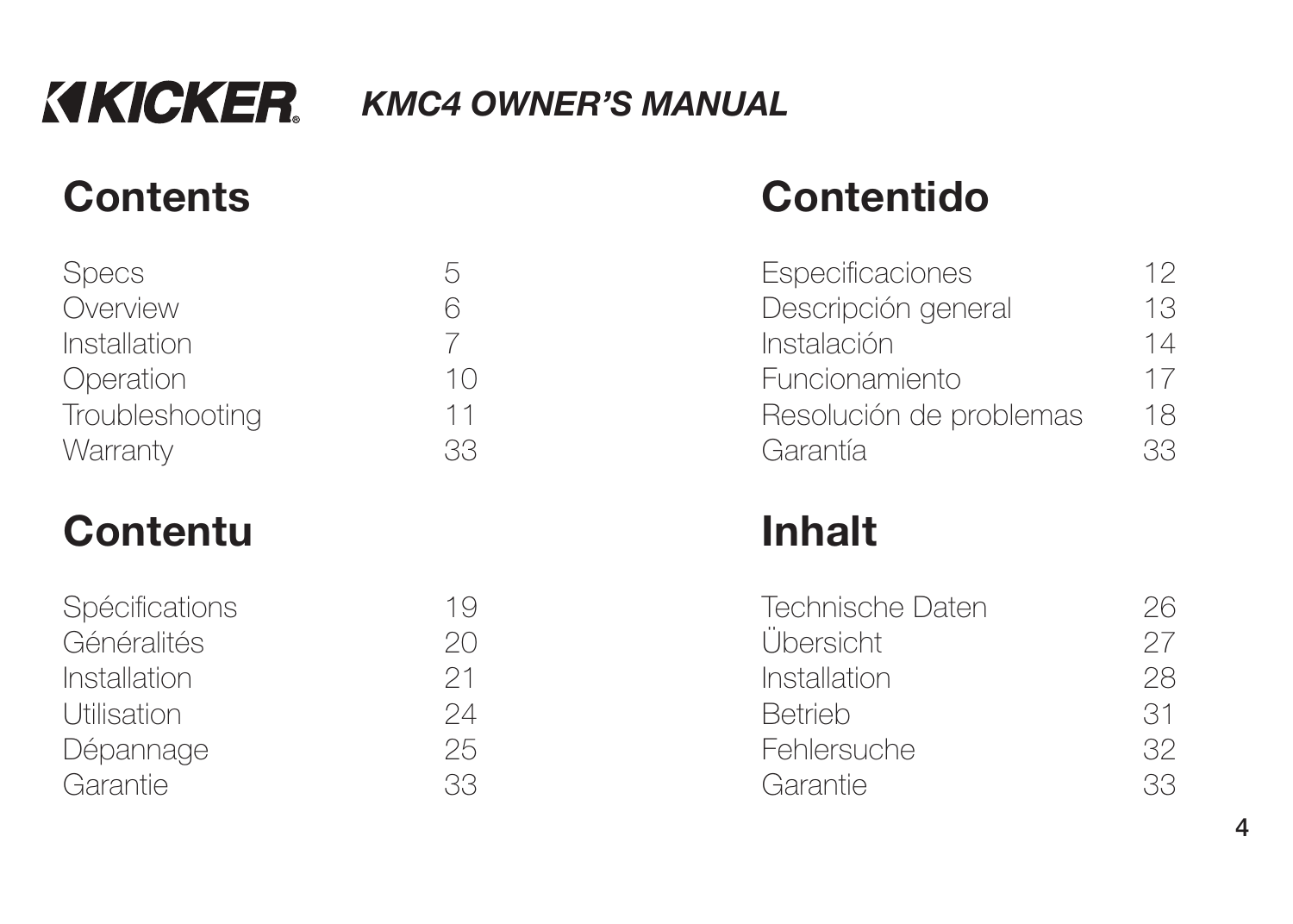KICKER **KMC4 OWNER'S MANUAL**

## Contents

| | |
|---|---|
| Specs | 5 |
| Overview | 6 |
| Installation | 7 |
| Operation | 10 |
| Troubleshooting | 11 |
| Warranty | 33 |

## Contentido

| | |
|---|---|
| Especificaciones | 12 |
| Descripción general | 13 |
| Instalación | 14 |
| Funcionamiento | 17 |
| Resolución de problemas | 18 |
| Garantía | 33 |

## Contentu

| | |
|---|---|
| Spécifications | 19 |
| Généralités | 20 |
| Installation | 21 |
| Utilisation | 24 |
| Dépannage | 25 |
| Garantie | 33 |

## Inhalt

| | |
|---|---|
| Technische Daten | 26 |
| Übersicht | 27 |
| Installation | 28 |
| Betrieb | 31 |
| Fehlersuche | 32 |
| Garantie | 33 |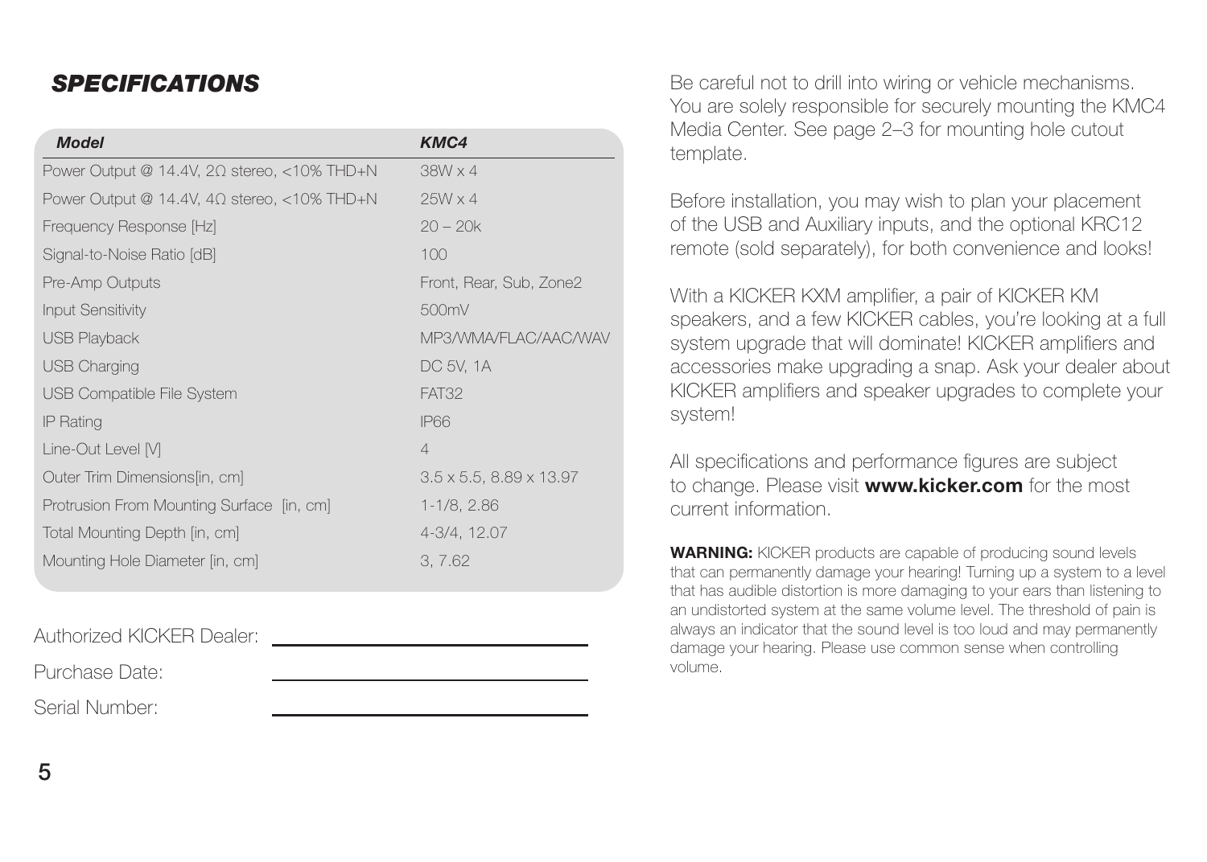## *SPECIFICATIONS*

| *Model* | *KMC4* |
|---|---|
| Power Output @ 14.4V, 2Ω stereo, <10% THD+N | 38W x 4 |
| Power Output @ 14.4V, 4Ω stereo, <10% THD+N | 25W x 4 |
| Frequency Response [Hz] | 20 – 20k |
| Signal-to-Noise Ratio [dB] | 100 |
| Pre-Amp Outputs | Front, Rear, Sub, Zone2 |
| Input Sensitivity | 500mV |
| USB Playback | MP3/WMA/FLAC/AAC/WAV |
| USB Charging | DC 5V, 1A |
| USB Compatible File System | FAT32 |
| IP Rating | IP66 |
| Line-Out Level [V] | 4 |
| Outer Trim Dimensions[in, cm] | 3.5 x 5.5, 8.89 x 13.97 |
| Protrusion From Mounting Surface [in, cm] | 1-1/8, 2.86 |
| Total Mounting Depth [in, cm] | 4-3/4, 12.07 |
| Mounting Hole Diameter [in, cm] | 3, 7.62 |

Authorized KICKER Dealer: ______________________

Purchase Date: ______________________

Serial Number: ______________________

Be careful not to drill into wiring or vehicle mechanisms. You are solely responsible for securely mounting the KMC4 Media Center. See page 2–3 for mounting hole cutout template.

Before installation, you may wish to plan your placement of the USB and Auxiliary inputs, and the optional KRC12 remote (sold separately), for both convenience and looks!

With a KICKER KXM amplifier, a pair of KICKER KM speakers, and a few KICKER cables, you're looking at a full system upgrade that will dominate! KICKER amplifiers and accessories make upgrading a snap. Ask your dealer about KICKER amplifiers and speaker upgrades to complete your system!

All specifications and performance figures are subject to change. Please visit **www.kicker.com** for the most current information.

**WARNING:** KICKER products are capable of producing sound levels that can permanently damage your hearing! Turning up a system to a level that has audible distortion is more damaging to your ears than listening to an undistorted system at the same volume level. The threshold of pain is always an indicator that the sound level is too loud and may permanently damage your hearing. Please use common sense when controlling volume.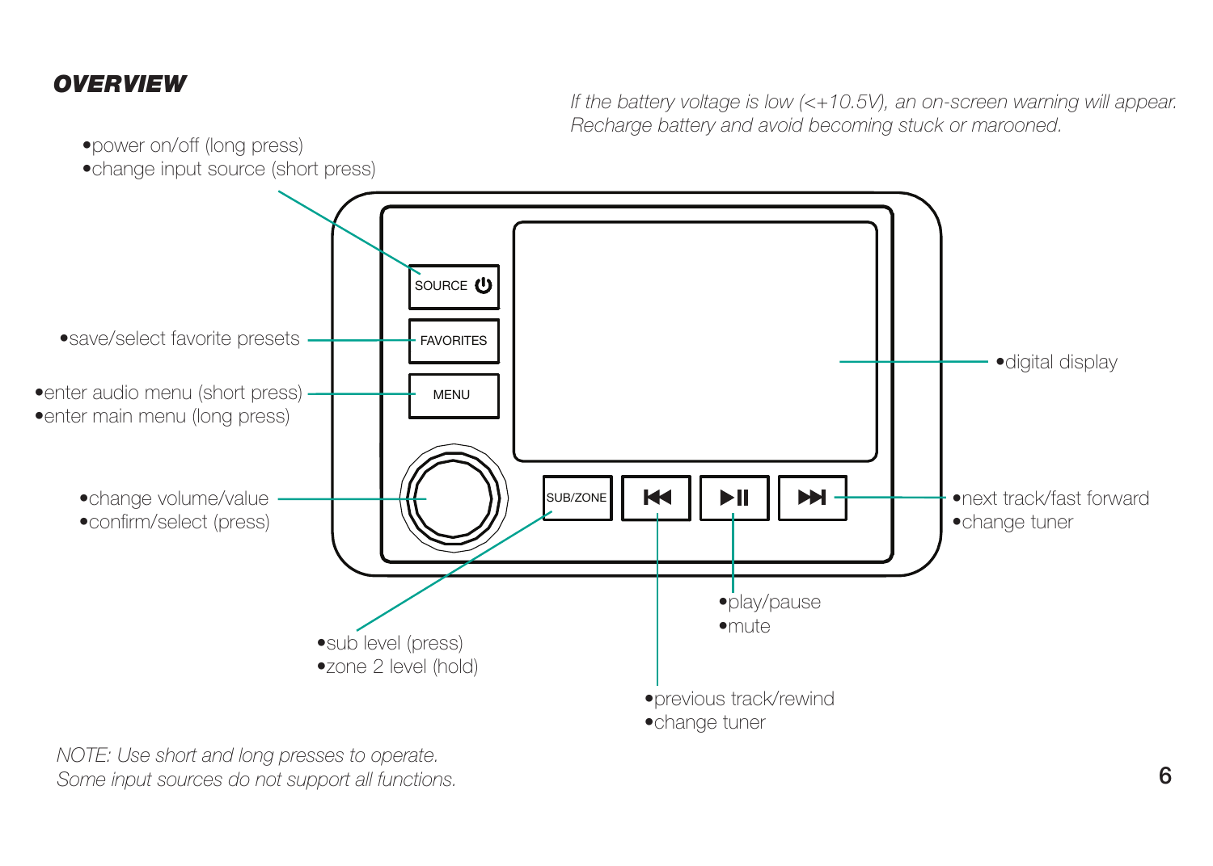## *OVERVIEW*

*If the battery voltage is low (<+10.5V), an on-screen warning will appear. Recharge battery and avoid becoming stuck or marooned.*

- power on/off (long press)
- change input source (short press)

SOURCE

- save/select favorite presets

FAVORITES

- enter audio menu (short press)
- enter main menu (long press)

MENU

- change volume/value
- confirm/select (press)

- digital display

SUB/ZONE

- sub level (press)
- zone 2 level (hold)

- previous track/rewind
- change tuner

- play/pause
- mute

- next track/fast forward
- change tuner

*NOTE: Use short and long presses to operate.*
*Some input sources do not support all functions.*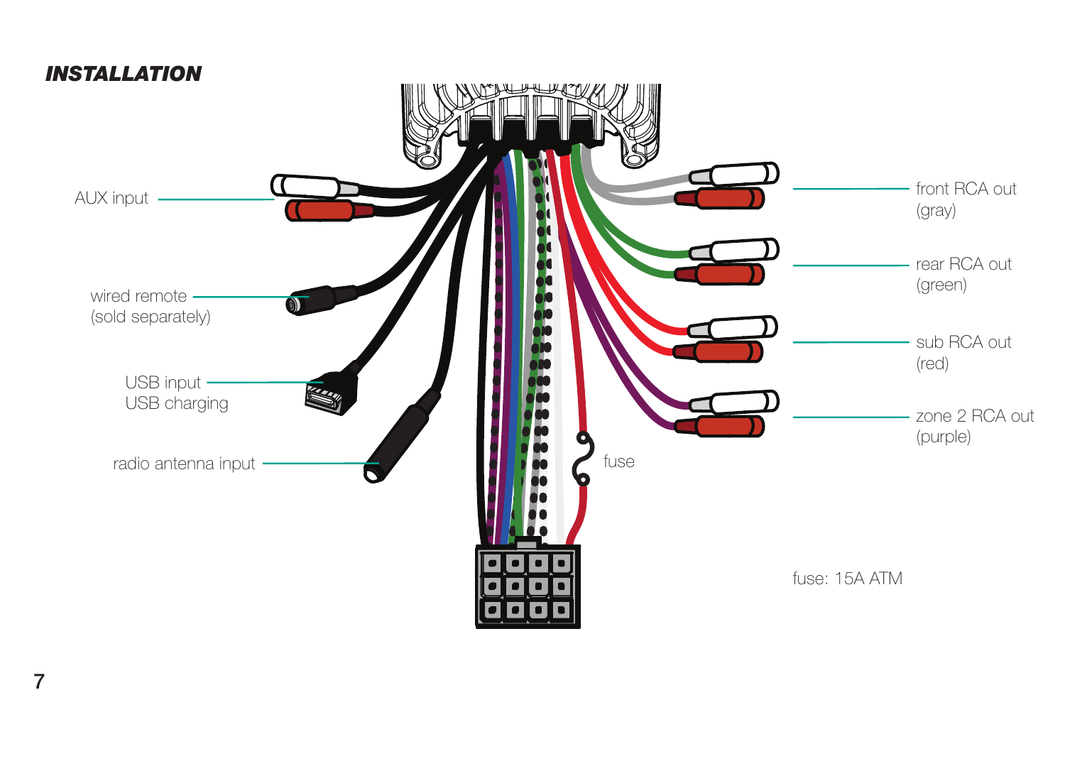## *INSTALLATION*

AUX input

wired remote (sold separately)

USB input
USB charging

radio antenna input

fuse

front RCA out (gray)

rear RCA out (green)

sub RCA out (red)

zone 2 RCA out (purple)

fuse: 15A ATM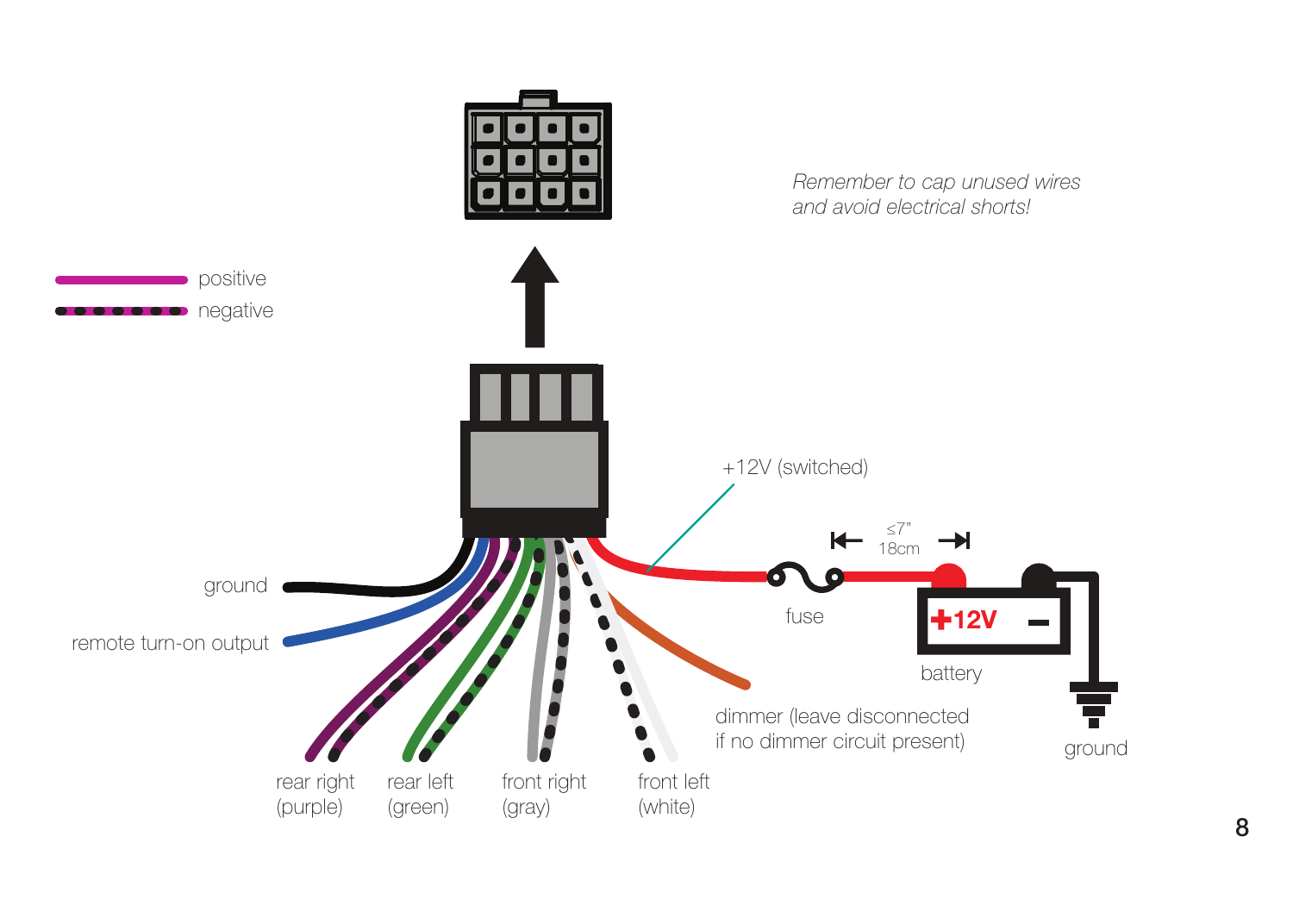*Remember to cap unused wires and avoid electrical shorts!*

positive

negative

+12V (switched)

≤7"
18cm

fuse

+12V

battery

ground

ground

remote turn-on output

dimmer (leave disconnected if no dimmer circuit present)

rear right (purple)

rear left (green)

front right (gray)

front left (white)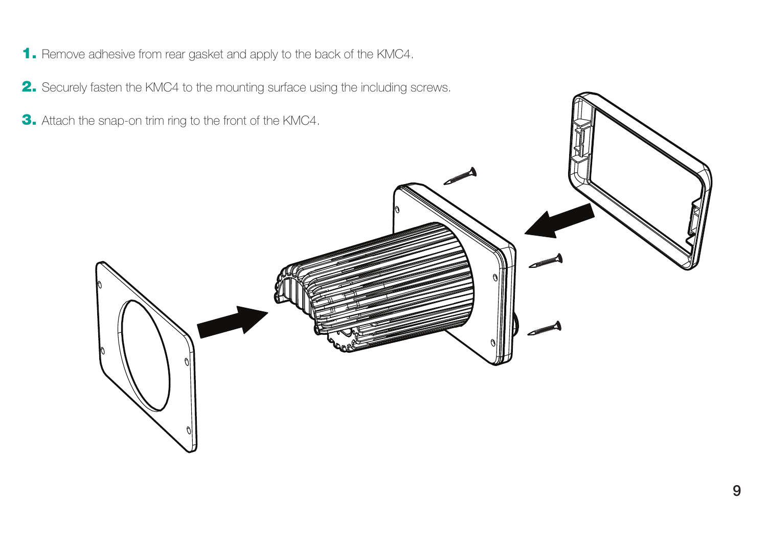1. Remove adhesive from rear gasket and apply to the back of the KMC4.
2. Securely fasten the KMC4 to the mounting surface using the including screws.
3. Attach the snap-on trim ring to the front of the KMC4.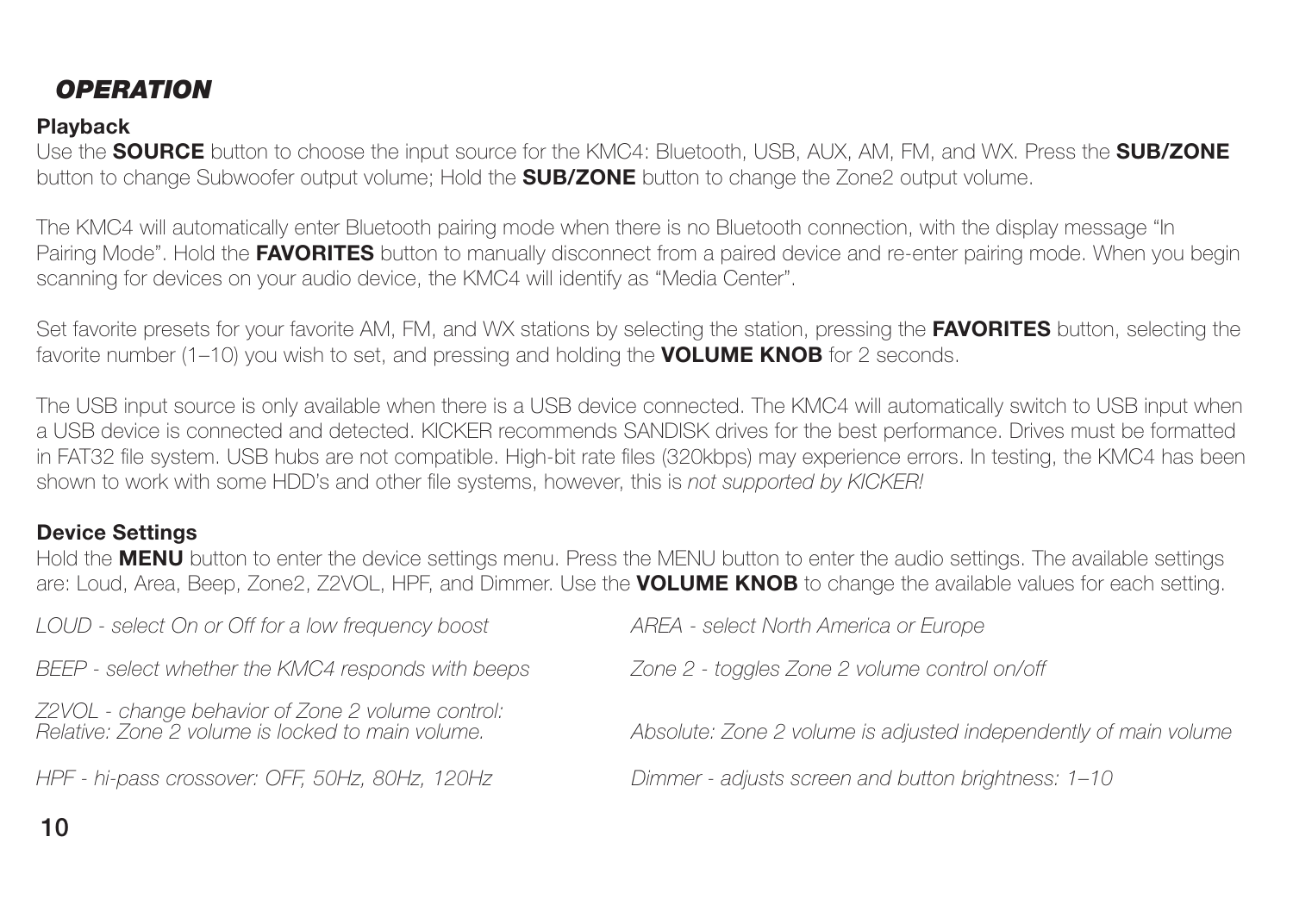## *OPERATION*

### Playback

Use the **SOURCE** button to choose the input source for the KMC4: Bluetooth, USB, AUX, AM, FM, and WX. Press the **SUB/ZONE** button to change Subwoofer output volume; Hold the **SUB/ZONE** button to change the Zone2 output volume.

The KMC4 will automatically enter Bluetooth pairing mode when there is no Bluetooth connection, with the display message “In Pairing Mode”. Hold the **FAVORITES** button to manually disconnect from a paired device and re-enter pairing mode. When you begin scanning for devices on your audio device, the KMC4 will identify as “Media Center”.

Set favorite presets for your favorite AM, FM, and WX stations by selecting the station, pressing the **FAVORITES** button, selecting the favorite number (1–10) you wish to set, and pressing and holding the **VOLUME KNOB** for 2 seconds.

The USB input source is only available when there is a USB device connected. The KMC4 will automatically switch to USB input when a USB device is connected and detected. KICKER recommends SANDISK drives for the best performance. Drives must be formatted in FAT32 file system. USB hubs are not compatible. High-bit rate files (320kbps) may experience errors. In testing, the KMC4 has been shown to work with some HDD’s and other file systems, however, this is *not supported by KICKER!*

### Device Settings

Hold the **MENU** button to enter the device settings menu. Press the MENU button to enter the audio settings. The available settings are: Loud, Area, Beep, Zone2, Z2VOL, HPF, and Dimmer. Use the **VOLUME KNOB** to change the available values for each setting.

*LOUD - select On or Off for a low frequency boost*

*AREA - select North America or Europe*

*BEEP - select whether the KMC4 responds with beeps*

*Zone 2 - toggles Zone 2 volume control on/off*

*Z2VOL - change behavior of Zone 2 volume control:*
*Relative: Zone 2 volume is locked to main volume.*
*Absolute: Zone 2 volume is adjusted independently of main volume*

*HPF - hi-pass crossover: OFF, 50Hz, 80Hz, 120Hz*

*Dimmer - adjusts screen and button brightness: 1–10*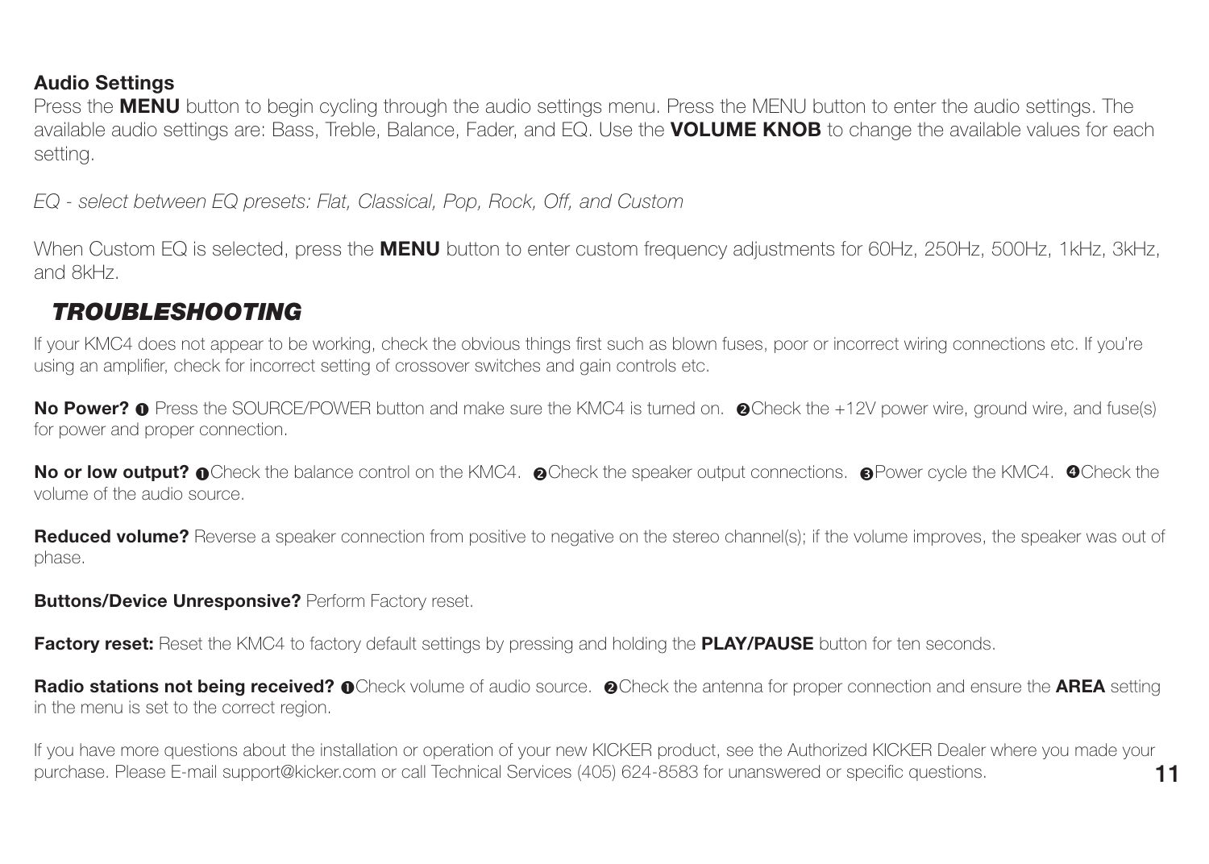### Audio Settings

Press the **MENU** button to begin cycling through the audio settings menu. Press the MENU button to enter the audio settings. The available audio settings are: Bass, Treble, Balance, Fader, and EQ. Use the **VOLUME KNOB** to change the available values for each setting.

*EQ - select between EQ presets: Flat, Classical, Pop, Rock, Off, and Custom*

When Custom EQ is selected, press the **MENU** button to enter custom frequency adjustments for 60Hz, 250Hz, 500Hz, 1kHz, 3kHz, and 8kHz.

## *TROUBLESHOOTING*

If your KMC4 does not appear to be working, check the obvious things first such as blown fuses, poor or incorrect wiring connections etc. If you're using an amplifier, check for incorrect setting of crossover switches and gain controls etc.

**No Power?** ❶ Press the SOURCE/POWER button and make sure the KMC4 is turned on. ❷Check the +12V power wire, ground wire, and fuse(s) for power and proper connection.

**No or low output?** ❶Check the balance control on the KMC4. ❷Check the speaker output connections. ❸Power cycle the KMC4. ❹Check the volume of the audio source.

**Reduced volume?** Reverse a speaker connection from positive to negative on the stereo channel(s); if the volume improves, the speaker was out of phase.

**Buttons/Device Unresponsive?** Perform Factory reset.

**Factory reset:** Reset the KMC4 to factory default settings by pressing and holding the **PLAY/PAUSE** button for ten seconds.

**Radio stations not being received?** ❶Check volume of audio source. ❷Check the antenna for proper connection and ensure the **AREA** setting in the menu is set to the correct region.

If you have more questions about the installation or operation of your new KICKER product, see the Authorized KICKER Dealer where you made your purchase. Please E-mail support@kicker.com or call Technical Services (405) 624-8583 for unanswered or specific questions.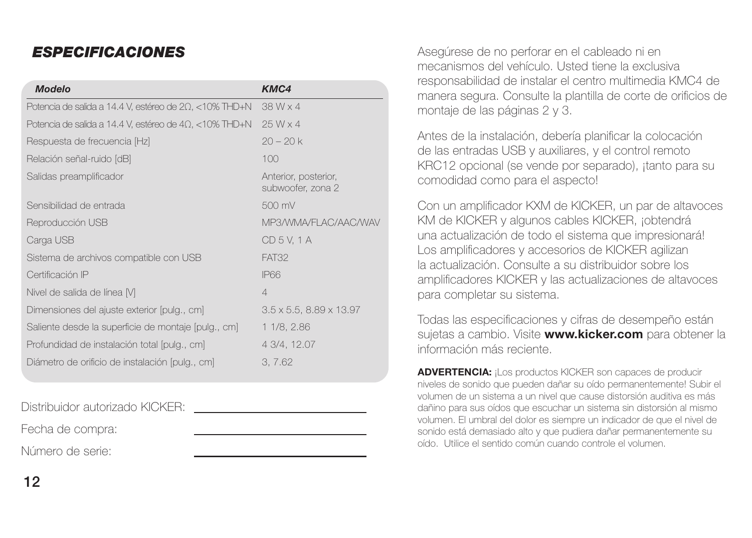## *ESPECIFICACIONES*

| *Modelo* | *KMC4* |
|---|---|
| Potencia de salida a 14.4 V, estéreo de 2Ω, <10% THD+N | 38 W x 4 |
| Potencia de salida a 14.4 V, estéreo de 4Ω, <10% THD+N | 25 W x 4 |
| Respuesta de frecuencia [Hz] | 20 – 20 k |
| Relación señal-ruido [dB] | 100 |
| Salidas preamplificador | Anterior, posterior, subwoofer, zona 2 |
| Sensibilidad de entrada | 500 mV |
| Reproducción USB | MP3/WMA/FLAC/AAC/WAV |
| Carga USB | CD 5 V, 1 A |
| Sistema de archivos compatible con USB | FAT32 |
| Certificación IP | IP66 |
| Nivel de salida de línea [V] | 4 |
| Dimensiones del ajuste exterior [pulg., cm] | 3.5 x 5.5, 8.89 x 13.97 |
| Saliente desde la superficie de montaje [pulg., cm] | 1 1/8, 2.86 |
| Profundidad de instalación total [pulg., cm] | 4 3/4, 12.07 |
| Diámetro de orificio de instalación [pulg., cm] | 3, 7.62 |

Distribuidor autorizado KICKER: ______________________

Fecha de compra: ______________________

Número de serie: ______________________

Asegúrese de no perforar en el cableado ni en mecanismos del vehículo. Usted tiene la exclusiva responsabilidad de instalar el centro multimedia KMC4 de manera segura. Consulte la plantilla de corte de orificios de montaje de las páginas 2 y 3.

Antes de la instalación, debería planificar la colocación de las entradas USB y auxiliares, y el control remoto KRC12 opcional (se vende por separado), ¡tanto para su comodidad como para el aspecto!

Con un amplificador KXM de KICKER, un par de altavoces KM de KICKER y algunos cables KICKER, ¡obtendrá una actualización de todo el sistema que impresionará! Los amplificadores y accesorios de KICKER agilizan la actualización. Consulte a su distribuidor sobre los amplificadores KICKER y las actualizaciones de altavoces para completar su sistema.

Todas las especificaciones y cifras de desempeño están sujetas a cambio. Visite **www.kicker.com** para obtener la información más reciente.

**ADVERTENCIA:** ¡Los productos KICKER son capaces de producir niveles de sonido que pueden dañar su oído permanentemente! Subir el volumen de un sistema a un nivel que cause distorsión auditiva es más dañino para sus oídos que escuchar un sistema sin distorsión al mismo volumen. El umbral del dolor es siempre un indicador de que el nivel de sonido está demasiado alto y que pudiera dañar permanentemente su oído. Utilice el sentido común cuando controle el volumen.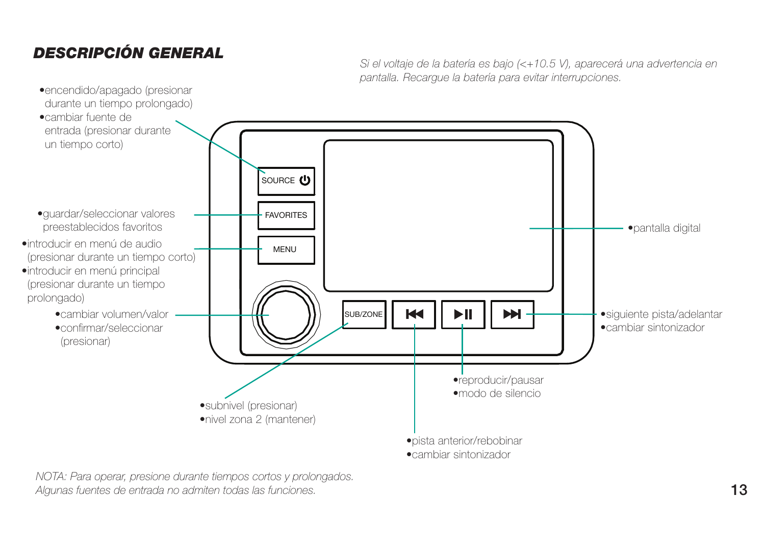## *DESCRIPCIÓN GENERAL*

*Si el voltaje de la batería es bajo (<+10.5 V), aparecerá una advertencia en pantalla. Recargue la batería para evitar interrupciones.*

**SOURCE ⏻**
- encendido/apagado (presionar durante un tiempo prolongado)
- cambiar fuente de entrada (presionar durante un tiempo corto)

**FAVORITES**
- guardar/seleccionar valores preestablecidos favoritos

**MENU**
- introducir en menú de audio (presionar durante un tiempo corto)
- introducir en menú principal (presionar durante un tiempo prolongado)

**Perilla**
- cambiar volumen/valor
- confirmar/seleccionar (presionar)

**SUB/ZONE**
- subnivel (presionar)
- nivel zona 2 (mantener)

**⏮**
- pista anterior/rebobinar
- cambiar sintonizador

**⏯**
- reproducir/pausar
- modo de silencio

**⏭**
- siguiente pista/adelantar
- cambiar sintonizador

**Pantalla**
- pantalla digital

*NOTA: Para operar, presione durante tiempos cortos y prolongados. Algunas fuentes de entrada no admiten todas las funciones.*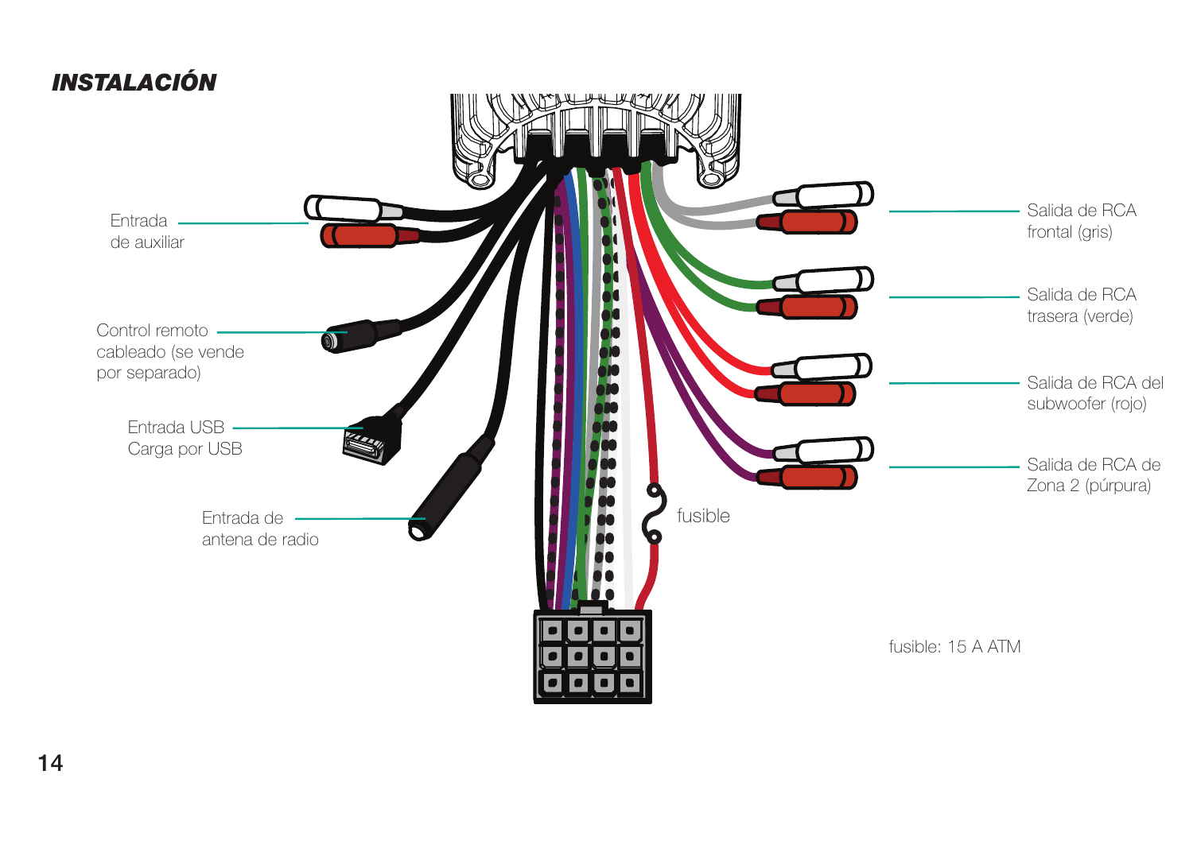# *INSTALACIÓN*

Entrada de auxiliar

Control remoto cableado (se vende por separado)

Entrada USB
Carga por USB

Entrada de antena de radio

fusible

Salida de RCA frontal (gris)

Salida de RCA trasera (verde)

Salida de RCA del subwoofer (rojo)

Salida de RCA de Zona 2 (púrpura)

fusible: 15 A ATM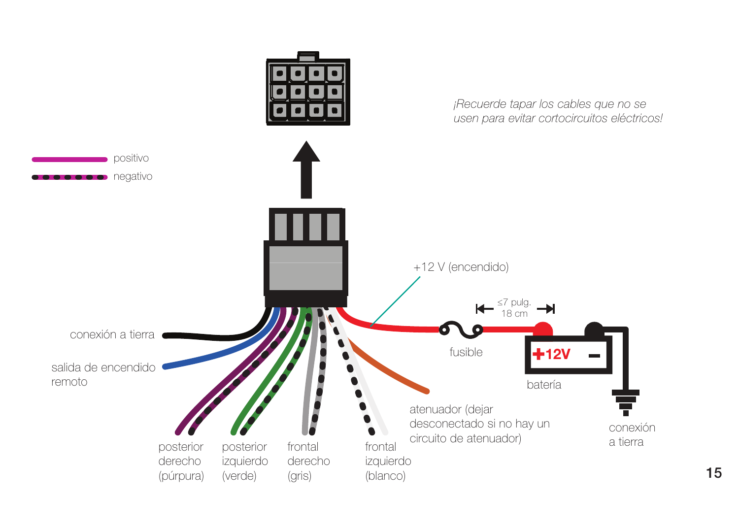*¡Recuerde tapar los cables que no se usen para evitar cortocircuitos eléctricos!*

positivo

negativo

+12 V (encendido)

≤7 pulg.
18 cm

fusible

+12V

batería

conexión a tierra

salida de encendido remoto

posterior derecho (púrpura)

posterior izquierdo (verde)

frontal derecho (gris)

frontal izquierdo (blanco)

atenuador (dejar desconectado si no hay un circuito de atenuador)

conexión a tierra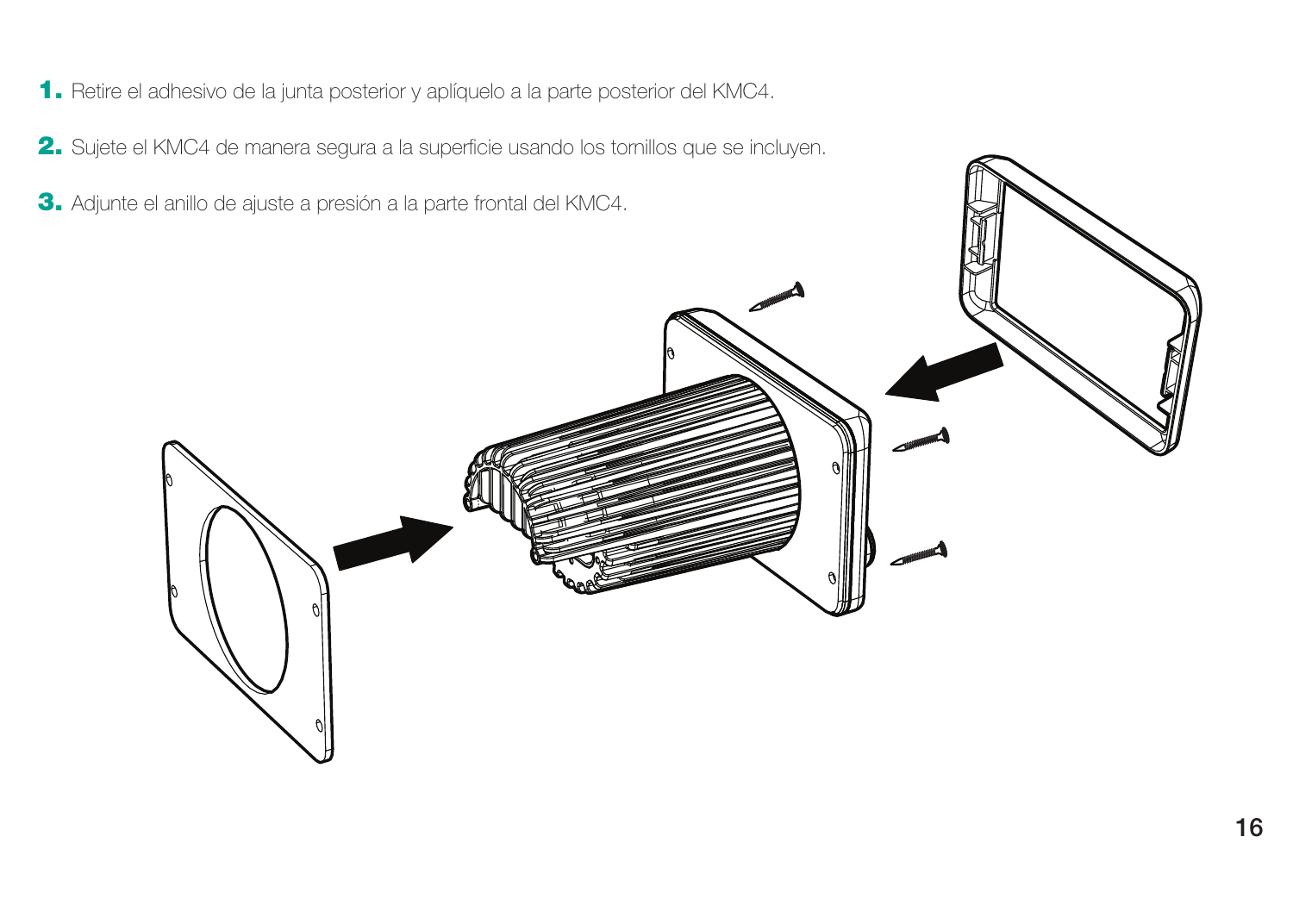1. Retire el adhesivo de la junta posterior y aplíquelo a la parte posterior del KMC4.
2. Sujete el KMC4 de manera segura a la superficie usando los tornillos que se incluyen.
3. Adjunte el anillo de ajuste a presión a la parte frontal del KMC4.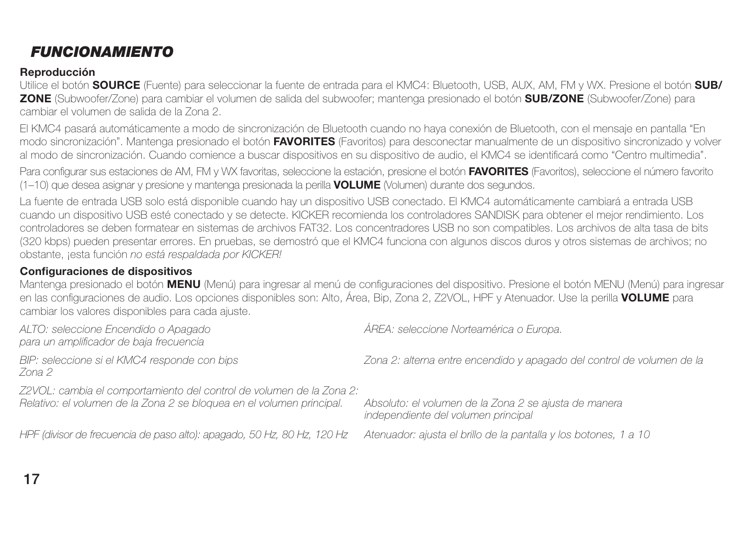# *FUNCIONAMIENTO*

**Reproducción**

Utilice el botón **SOURCE** (Fuente) para seleccionar la fuente de entrada para el KMC4: Bluetooth, USB, AUX, AM, FM y WX. Presione el botón **SUB/ZONE** (Subwoofer/Zone) para cambiar el volumen de salida del subwoofer; mantenga presionado el botón **SUB/ZONE** (Subwoofer/Zone) para cambiar el volumen de salida de la Zona 2.

El KMC4 pasará automáticamente a modo de sincronización de Bluetooth cuando no haya conexión de Bluetooth, con el mensaje en pantalla "En modo sincronización". Mantenga presionado el botón **FAVORITES** (Favoritos) para desconectar manualmente de un dispositivo sincronizado y volver al modo de sincronización. Cuando comience a buscar dispositivos en su dispositivo de audio, el KMC4 se identificará como "Centro multimedia".

Para configurar sus estaciones de AM, FM y WX favoritas, seleccione la estación, presione el botón **FAVORITES** (Favoritos), seleccione el número favorito (1–10) que desea asignar y presione y mantenga presionada la perilla **VOLUME** (Volumen) durante dos segundos.

La fuente de entrada USB solo está disponible cuando hay un dispositivo USB conectado. El KMC4 automáticamente cambiará a entrada USB cuando un dispositivo USB esté conectado y se detecte. KICKER recomienda los controladores SANDISK para obtener el mejor rendimiento. Los controladores se deben formatear en sistemas de archivos FAT32. Los concentradores USB no son compatibles. Los archivos de alta tasa de bits (320 kbps) pueden presentar errores. En pruebas, se demostró que el KMC4 funciona con algunos discos duros y otros sistemas de archivos; no obstante, ¡esta función *no está respaldada por KICKER!*

**Configuraciones de dispositivos**

Mantenga presionado el botón **MENU** (Menú) para ingresar al menú de configuraciones del dispositivo. Presione el botón MENU (Menú) para ingresar en las configuraciones de audio. Los opciones disponibles son: Alto, Área, Bip, Zona 2, Z2VOL, HPF y Atenuador. Use la perilla **VOLUME** para cambiar los valores disponibles para cada ajuste.

*ALTO: seleccione Encendido o Apagado para un amplificador de baja frecuencia*

*ÁREA: seleccione Norteamérica o Europa.*

*BIP: seleccione si el KMC4 responde con bips*

*Zona 2: alterna entre encendido y apagado del control de volumen de la Zona 2*

*Z2VOL: cambia el comportamiento del control de volumen de la Zona 2:*

*Relativo: el volumen de la Zona 2 se bloquea en el volumen principal.*

*Absoluto: el volumen de la Zona 2 se ajusta de manera independiente del volumen principal*

*HPF (divisor de frecuencia de paso alto): apagado, 50 Hz, 80 Hz, 120 Hz*

*Atenuador: ajusta el brillo de la pantalla y los botones, 1 a 10*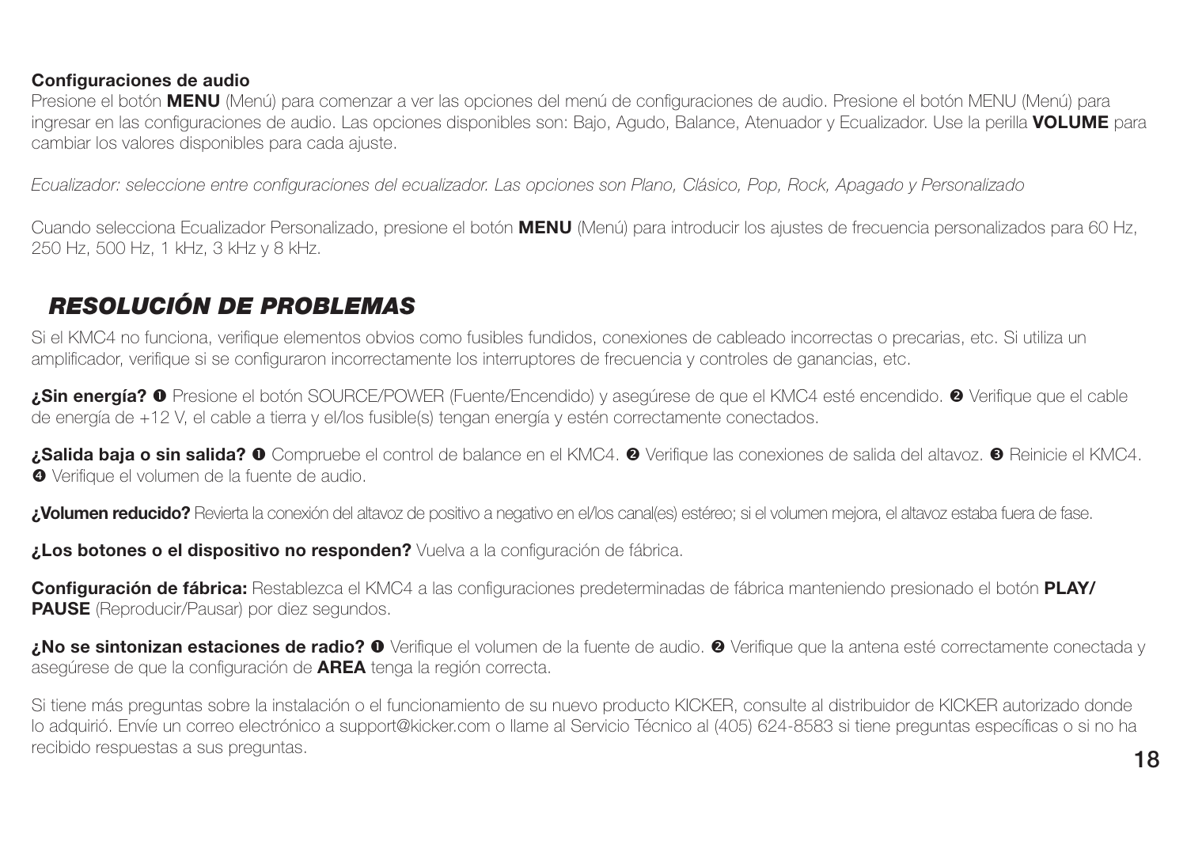**Configuraciones de audio**

Presione el botón **MENU** (Menú) para comenzar a ver las opciones del menú de configuraciones de audio. Presione el botón MENU (Menú) para ingresar en las configuraciones de audio. Las opciones disponibles son: Bajo, Agudo, Balance, Atenuador y Ecualizador. Use la perilla **VOLUME** para cambiar los valores disponibles para cada ajuste.

*Ecualizador: seleccione entre configuraciones del ecualizador. Las opciones son Plano, Clásico, Pop, Rock, Apagado y Personalizado*

Cuando selecciona Ecualizador Personalizado, presione el botón **MENU** (Menú) para introducir los ajustes de frecuencia personalizados para 60 Hz, 250 Hz, 500 Hz, 1 kHz, 3 kHz y 8 kHz.

## *RESOLUCIÓN DE PROBLEMAS*

Si el KMC4 no funciona, verifique elementos obvios como fusibles fundidos, conexiones de cableado incorrectas o precarias, etc. Si utiliza un amplificador, verifique si se configuraron incorrectamente los interruptores de frecuencia y controles de ganancias, etc.

**¿Sin energía?** ❶ Presione el botón SOURCE/POWER (Fuente/Encendido) y asegúrese de que el KMC4 esté encendido. ❷ Verifique que el cable de energía de +12 V, el cable a tierra y el/los fusible(s) tengan energía y estén correctamente conectados.

**¿Salida baja o sin salida?** ❶ Compruebe el control de balance en el KMC4. ❷ Verifique las conexiones de salida del altavoz. ❸ Reinicie el KMC4. ❹ Verifique el volumen de la fuente de audio.

**¿Volumen reducido?** Revierta la conexión del altavoz de positivo a negativo en el/los canal(es) estéreo; si el volumen mejora, el altavoz estaba fuera de fase.

**¿Los botones o el dispositivo no responden?** Vuelva a la configuración de fábrica.

**Configuración de fábrica:** Restablezca el KMC4 a las configuraciones predeterminadas de fábrica manteniendo presionado el botón **PLAY/PAUSE** (Reproducir/Pausar) por diez segundos.

**¿No se sintonizan estaciones de radio?** ❶ Verifique el volumen de la fuente de audio. ❷ Verifique que la antena esté correctamente conectada y asegúrese de que la configuración de **AREA** tenga la región correcta.

Si tiene más preguntas sobre la instalación o el funcionamiento de su nuevo producto KICKER, consulte al distribuidor de KICKER autorizado donde lo adquirió. Envíe un correo electrónico a support@kicker.com o llame al Servicio Técnico al (405) 624-8583 si tiene preguntas específicas o si no ha recibido respuestas a sus preguntas.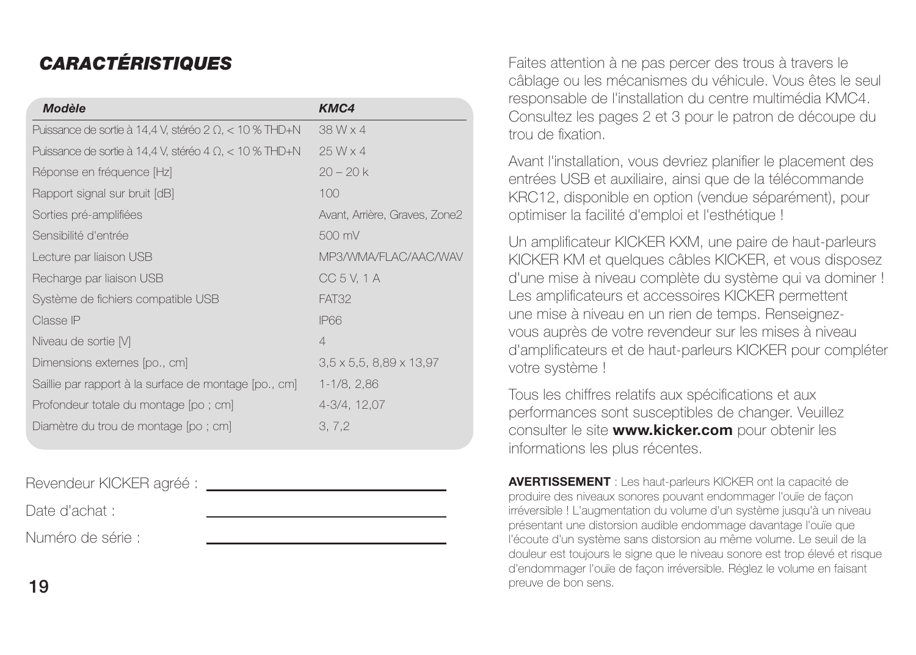## *CARACTÉRISTIQUES*

| *Modèle* | *KMC4* |
|---|---|
| Puissance de sortie à 14,4 V, stéréo 2 Ω, < 10 % THD+N | 38 W x 4 |
| Puissance de sortie à 14,4 V, stéréo 4 Ω, < 10 % THD+N | 25 W x 4 |
| Réponse en fréquence [Hz] | 20 – 20 k |
| Rapport signal sur bruit [dB] | 100 |
| Sorties pré-amplifiées | Avant, Arrière, Graves, Zone2 |
| Sensibilité d'entrée | 500 mV |
| Lecture par liaison USB | MP3/WMA/FLAC/AAC/WAV |
| Recharge par liaison USB | CC 5 V, 1 A |
| Système de fichiers compatible USB | FAT32 |
| Classe IP | IP66 |
| Niveau de sortie [V] | 4 |
| Dimensions externes [po., cm] | 3,5 x 5,5, 8,89 x 13,97 |
| Saillie par rapport à la surface de montage [po., cm] | 1-1/8, 2,86 |
| Profondeur totale du montage [po ; cm] | 4-3/4, 12,07 |
| Diamètre du trou de montage [po ; cm] | 3, 7,2 |

Revendeur KICKER agréé : ______________________

Date d'achat : ______________________

Numéro de série : ______________________

Faites attention à ne pas percer des trous à travers le câblage ou les mécanismes du véhicule. Vous êtes le seul responsable de l'installation du centre multimédia KMC4. Consultez les pages 2 et 3 pour le patron de découpe du trou de fixation.

Avant l'installation, vous devriez planifier le placement des entrées USB et auxiliaire, ainsi que de la télécommande KRC12, disponible en option (vendue séparément), pour optimiser la facilité d'emploi et l'esthétique !

Un amplificateur KICKER KXM, une paire de haut-parleurs KICKER KM et quelques câbles KICKER, et vous disposez d'une mise à niveau complète du système qui va dominer ! Les amplificateurs et accessoires KICKER permettent une mise à niveau en un rien de temps. Renseignez-vous auprès de votre revendeur sur les mises à niveau d'amplificateurs et de haut-parleurs KICKER pour compléter votre système !

Tous les chiffres relatifs aux spécifications et aux performances sont susceptibles de changer. Veuillez consulter le site **www.kicker.com** pour obtenir les informations les plus récentes.

**AVERTISSEMENT** : Les haut-parleurs KICKER ont la capacité de produire des niveaux sonores pouvant endommager l'ouïe de façon irréversible ! L'augmentation du volume d'un système jusqu'à un niveau présentant une distorsion audible endommage davantage l'ouïe que l'écoute d'un système sans distorsion au même volume. Le seuil de la douleur est toujours le signe que le niveau sonore est trop élevé et risque d'endommager l'ouïe de façon irréversible. Réglez le volume en faisant preuve de bon sens.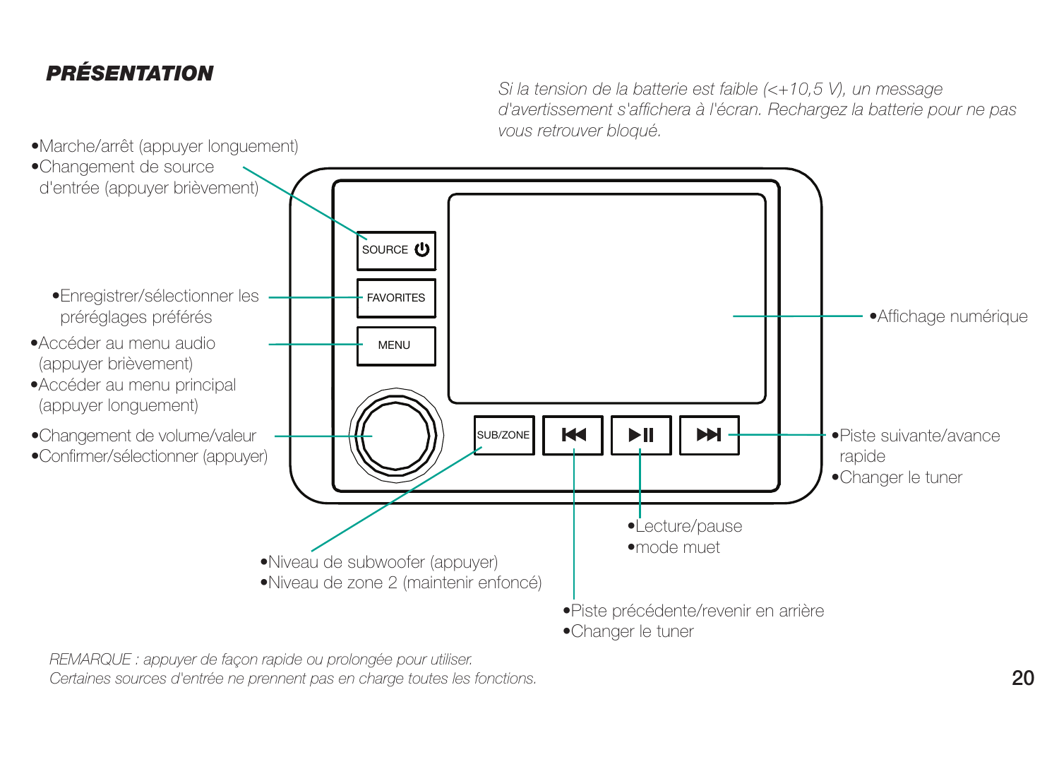## *PRÉSENTATION*

*Si la tension de la batterie est faible (<+10,5 V), un message d'avertissement s'affichera à l'écran. Rechargez la batterie pour ne pas vous retrouver bloqué.*

SOURCE
- Marche/arrêt (appuyer longuement)
- Changement de source d'entrée (appuyer brièvement)

FAVORITES
- Enregistrer/sélectionner les préréglages préférés

MENU
- Accéder au menu audio (appuyer brièvement)
- Accéder au menu principal (appuyer longuement)

Bouton rotatif
- Changement de volume/valeur
- Confirmer/sélectionner (appuyer)

SUB/ZONE
- Niveau de subwoofer (appuyer)
- Niveau de zone 2 (maintenir enfoncé)

⏮
- Piste précédente/revenir en arrière
- Changer le tuner

⏯
- Lecture/pause
- mode muet

⏭
- Piste suivante/avance rapide
- Changer le tuner

Écran
- Affichage numérique

*REMARQUE : appuyer de façon rapide ou prolongée pour utiliser.*
*Certaines sources d'entrée ne prennent pas en charge toutes les fonctions.*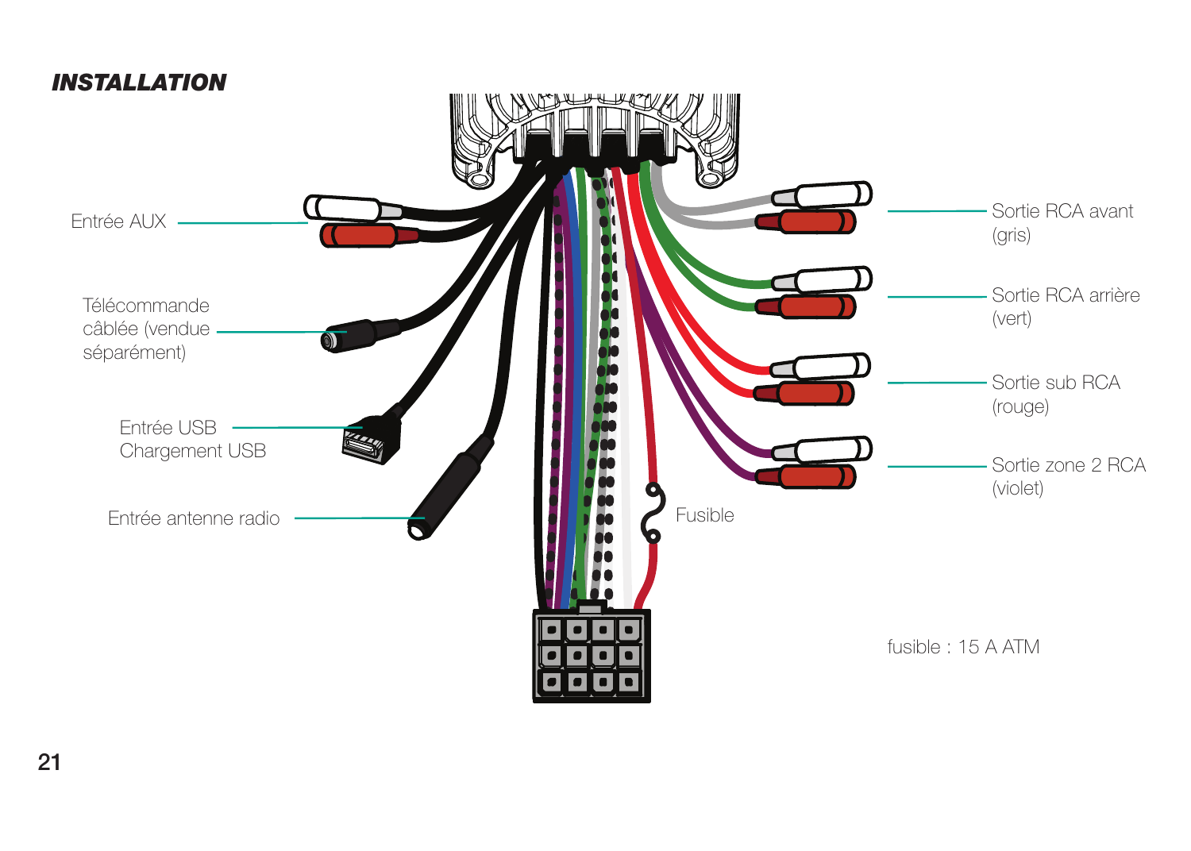## *INSTALLATION*

Entrée AUX

Télécommande câblée (vendue séparément)

Entrée USB
Chargement USB

Entrée antenne radio

Fusible

Sortie RCA avant (gris)

Sortie RCA arrière (vert)

Sortie sub RCA (rouge)

Sortie zone 2 RCA (violet)

fusible : 15 A ATM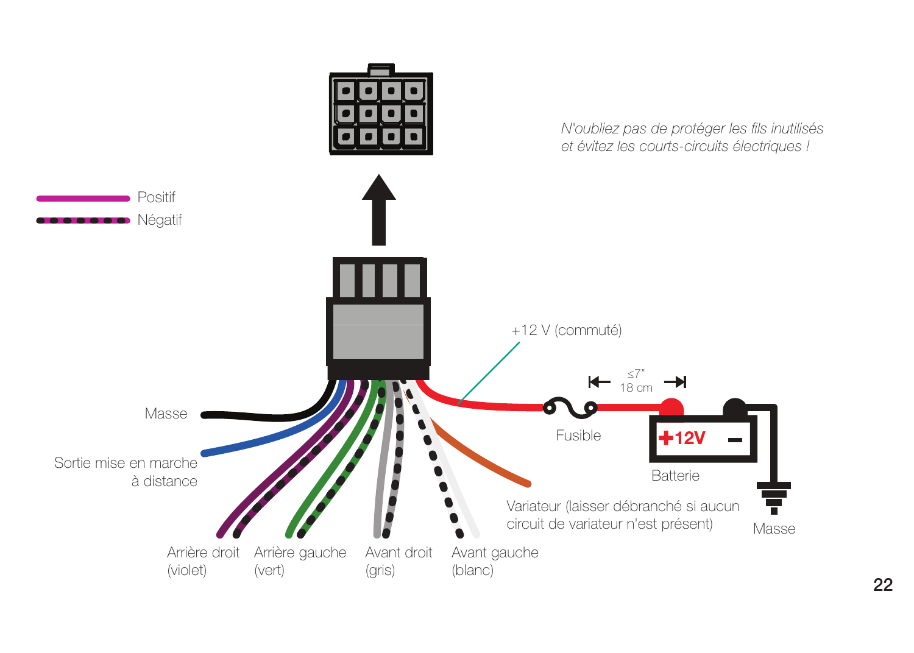*N'oubliez pas de protéger les fils inutilisés et évitez les courts-circuits électriques !*

Positif

Négatif

+12 V (commuté)

≤7"
18 cm

Masse

Fusible

Batterie

+12V

Sortie mise en marche à distance

Masse

Variateur (laisser débranché si aucun circuit de variateur n'est présent)

Arrière droit (violet)

Arrière gauche (vert)

Avant droit (gris)

Avant gauche (blanc)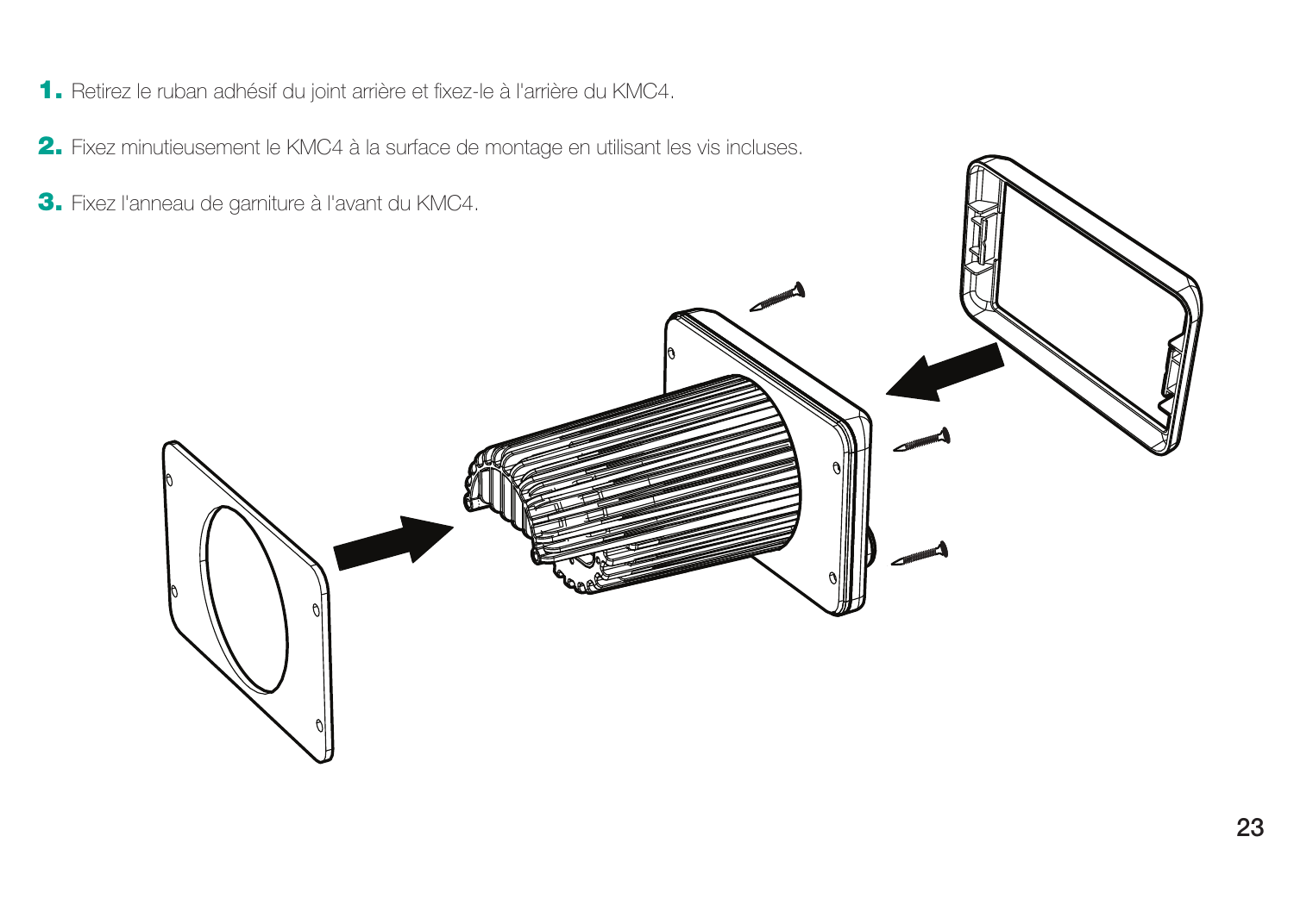1. Retirez le ruban adhésif du joint arrière et fixez-le à l'arrière du KMC4.
2. Fixez minutieusement le KMC4 à la surface de montage en utilisant les vis incluses.
3. Fixez l'anneau de garniture à l'avant du KMC4.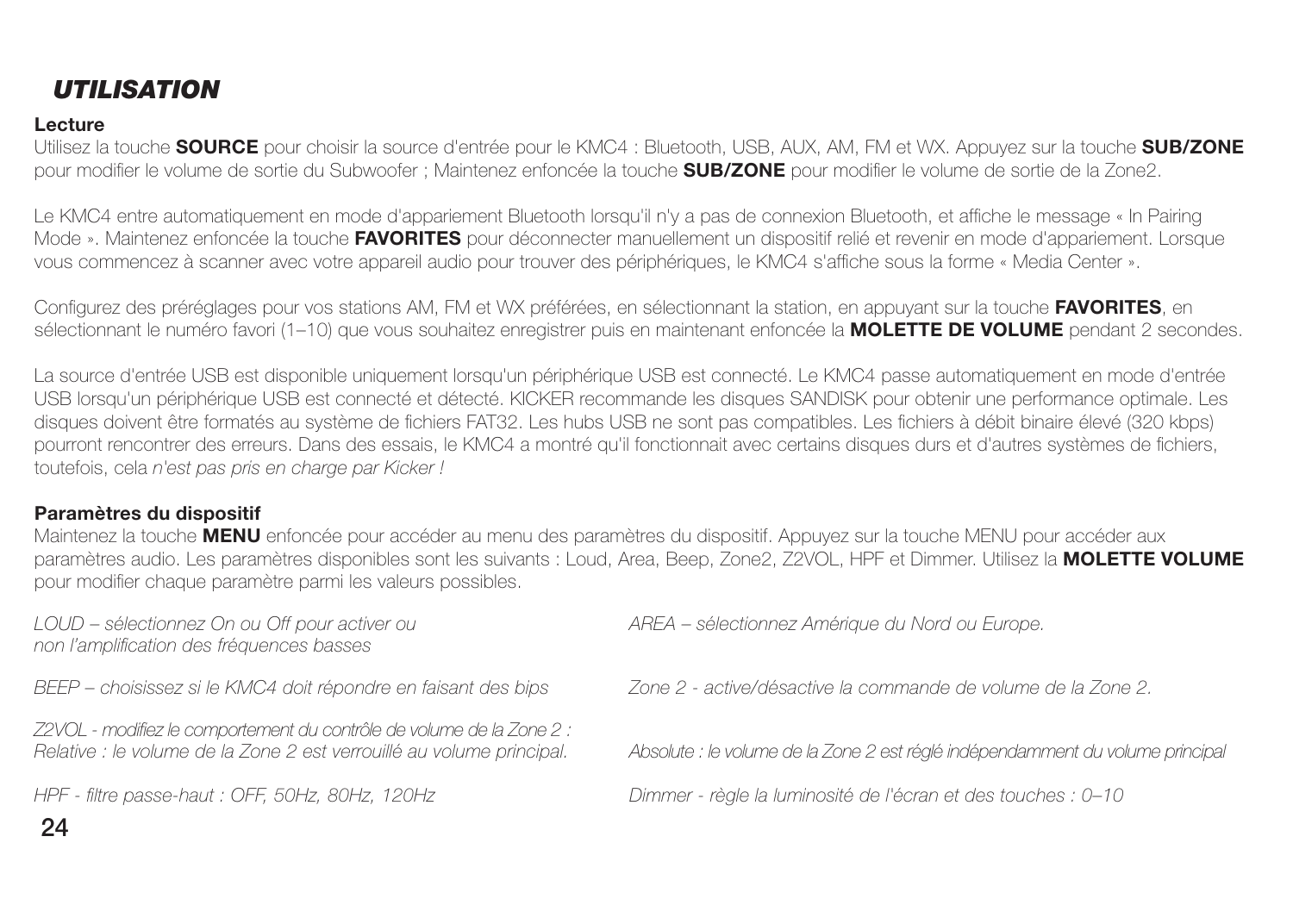# *UTILISATION*

**Lecture**

Utilisez la touche **SOURCE** pour choisir la source d'entrée pour le KMC4 : Bluetooth, USB, AUX, AM, FM et WX. Appuyez sur la touche **SUB/ZONE** pour modifier le volume de sortie du Subwoofer ; Maintenez enfoncée la touche **SUB/ZONE** pour modifier le volume de sortie de la Zone2.

Le KMC4 entre automatiquement en mode d'appariement Bluetooth lorsqu'il n'y a pas de connexion Bluetooth, et affiche le message « In Pairing Mode ». Maintenez enfoncée la touche **FAVORITES** pour déconnecter manuellement un dispositif relié et revenir en mode d'appariement. Lorsque vous commencez à scanner avec votre appareil audio pour trouver des périphériques, le KMC4 s'affiche sous la forme « Media Center ».

Configurez des préréglages pour vos stations AM, FM et WX préférées, en sélectionnant la station, en appuyant sur la touche **FAVORITES**, en sélectionnant le numéro favori (1–10) que vous souhaitez enregistrer puis en maintenant enfoncée la **MOLETTE DE VOLUME** pendant 2 secondes.

La source d'entrée USB est disponible uniquement lorsqu'un périphérique USB est connecté. Le KMC4 passe automatiquement en mode d'entrée USB lorsqu'un périphérique USB est connecté et détecté. KICKER recommande les disques SANDISK pour obtenir une performance optimale. Les disques doivent être formatés au système de fichiers FAT32. Les hubs USB ne sont pas compatibles. Les fichiers à débit binaire élevé (320 kbps) pourront rencontrer des erreurs. Dans des essais, le KMC4 a montré qu'il fonctionnait avec certains disques durs et d'autres systèmes de fichiers, toutefois, cela *n'est pas pris en charge par Kicker !*

**Paramètres du dispositif**

Maintenez la touche **MENU** enfoncée pour accéder au menu des paramètres du dispositif. Appuyez sur la touche MENU pour accéder aux paramètres audio. Les paramètres disponibles sont les suivants : Loud, Area, Beep, Zone2, Z2VOL, HPF et Dimmer. Utilisez la **MOLETTE VOLUME** pour modifier chaque paramètre parmi les valeurs possibles.

*LOUD – sélectionnez On ou Off pour activer ou non l'amplification des fréquences basses*

*AREA – sélectionnez Amérique du Nord ou Europe.*

*BEEP – choisissez si le KMC4 doit répondre en faisant des bips*

*Zone 2 - active/désactive la commande de volume de la Zone 2.*

*Z2VOL - modifiez le comportement du contrôle de volume de la Zone 2 :*
*Relative : le volume de la Zone 2 est verrouillé au volume principal.*
*Absolute : le volume de la Zone 2 est réglé indépendamment du volume principal*

*HPF - filtre passe-haut : OFF, 50Hz, 80Hz, 120Hz*

*Dimmer - règle la luminosité de l'écran et des touches : 0–10*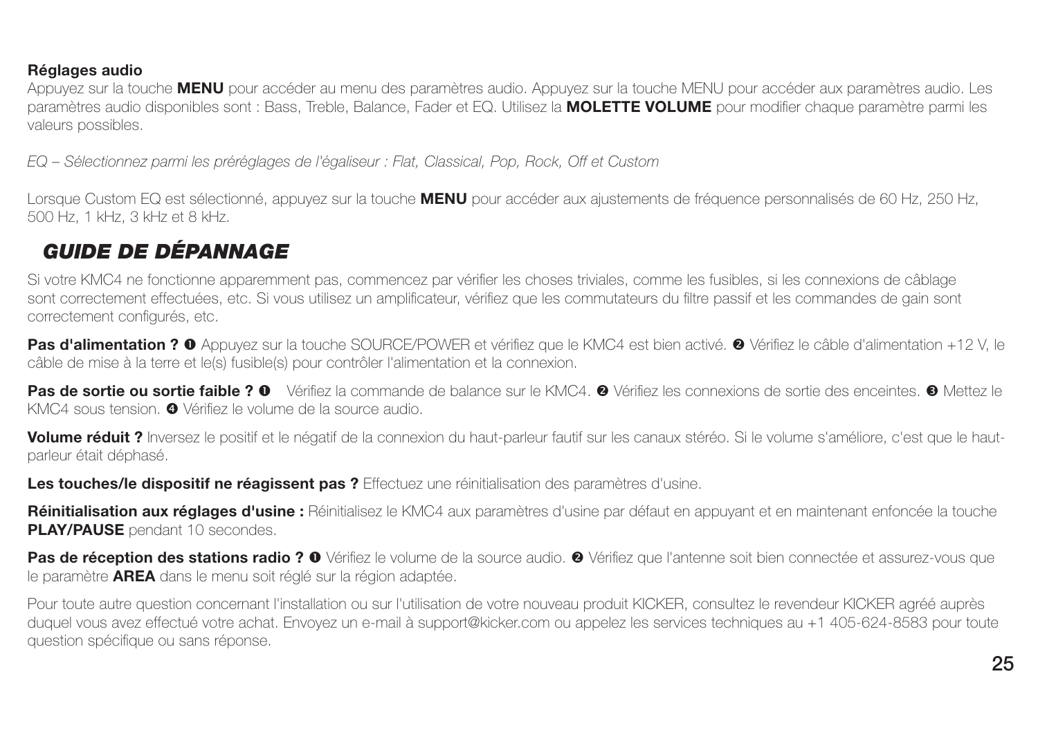**Réglages audio**

Appuyez sur la touche **MENU** pour accéder au menu des paramètres audio. Appuyez sur la touche MENU pour accéder aux paramètres audio. Les paramètres audio disponibles sont : Bass, Treble, Balance, Fader et EQ. Utilisez la **MOLETTE VOLUME** pour modifier chaque paramètre parmi les valeurs possibles.

*EQ – Sélectionnez parmi les préréglages de l'égaliseur : Flat, Classical, Pop, Rock, Off et Custom*

Lorsque Custom EQ est sélectionné, appuyez sur la touche **MENU** pour accéder aux ajustements de fréquence personnalisés de 60 Hz, 250 Hz, 500 Hz, 1 kHz, 3 kHz et 8 kHz.

## *GUIDE DE DÉPANNAGE*

Si votre KMC4 ne fonctionne apparemment pas, commencez par vérifier les choses triviales, comme les fusibles, si les connexions de câblage sont correctement effectuées, etc. Si vous utilisez un amplificateur, vérifiez que les commutateurs du filtre passif et les commandes de gain sont correctement configurés, etc.

**Pas d'alimentation ?** ❶ Appuyez sur la touche SOURCE/POWER et vérifiez que le KMC4 est bien activé. ❷ Vérifiez le câble d'alimentation +12 V, le câble de mise à la terre et le(s) fusible(s) pour contrôler l'alimentation et la connexion.

**Pas de sortie ou sortie faible ?** ❶ Vérifiez la commande de balance sur le KMC4. ❷ Vérifiez les connexions de sortie des enceintes. ❸ Mettez le KMC4 sous tension. ❹ Vérifiez le volume de la source audio.

**Volume réduit ?** Inversez le positif et le négatif de la connexion du haut-parleur fautif sur les canaux stéréo. Si le volume s'améliore, c'est que le haut-parleur était déphasé.

**Les touches/le dispositif ne réagissent pas ?** Effectuez une réinitialisation des paramètres d'usine.

**Réinitialisation aux réglages d'usine :** Réinitialisez le KMC4 aux paramètres d'usine par défaut en appuyant et en maintenant enfoncée la touche **PLAY/PAUSE** pendant 10 secondes.

**Pas de réception des stations radio ?** ❶ Vérifiez le volume de la source audio. ❷ Vérifiez que l'antenne soit bien connectée et assurez-vous que le paramètre **AREA** dans le menu soit réglé sur la région adaptée.

Pour toute autre question concernant l'installation ou sur l'utilisation de votre nouveau produit KICKER, consultez le revendeur KICKER agréé auprès duquel vous avez effectué votre achat. Envoyez un e-mail à support@kicker.com ou appelez les services techniques au +1 405-624-8583 pour toute question spécifique ou sans réponse.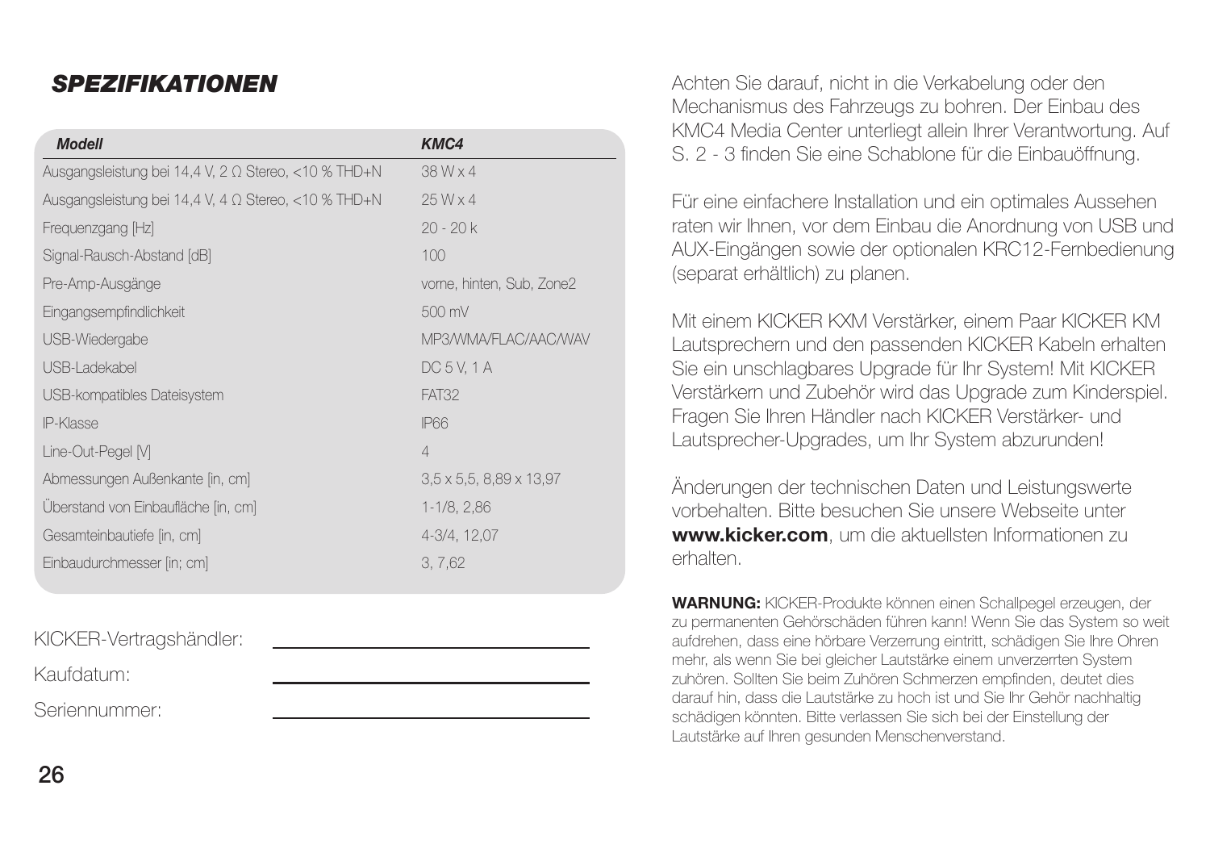## *SPEZIFIKATIONEN*

| *Modell* | *KMC4* |
|---|---|
| Ausgangsleistung bei 14,4 V, 2 Ω Stereo, <10 % THD+N | 38 W x 4 |
| Ausgangsleistung bei 14,4 V, 4 Ω Stereo, <10 % THD+N | 25 W x 4 |
| Frequenzgang [Hz] | 20 - 20 k |
| Signal-Rausch-Abstand [dB] | 100 |
| Pre-Amp-Ausgänge | vorne, hinten, Sub, Zone2 |
| Eingangsempfindlichkeit | 500 mV |
| USB-Wiedergabe | MP3/WMA/FLAC/AAC/WAV |
| USB-Ladekabel | DC 5 V, 1 A |
| USB-kompatibles Dateisystem | FAT32 |
| IP-Klasse | IP66 |
| Line-Out-Pegel [V] | 4 |
| Abmessungen Außenkante [in, cm] | 3,5 x 5,5, 8,89 x 13,97 |
| Überstand von Einbaufläche [in, cm] | 1-1/8, 2,86 |
| Gesamteinbautiefe [in, cm] | 4-3/4, 12,07 |
| Einbaudurchmesser [in; cm] | 3, 7,62 |

KICKER-Vertragshändler: ______________________

Kaufdatum: ______________________

Seriennummer: ______________________

Achten Sie darauf, nicht in die Verkabelung oder den Mechanismus des Fahrzeugs zu bohren. Der Einbau des KMC4 Media Center unterliegt allein Ihrer Verantwortung. Auf S. 2 - 3 finden Sie eine Schablone für die Einbauöffnung.

Für eine einfachere Installation und ein optimales Aussehen raten wir Ihnen, vor dem Einbau die Anordnung von USB und AUX-Eingängen sowie der optionalen KRC12-Fernbedienung (separat erhältlich) zu planen.

Mit einem KICKER KXM Verstärker, einem Paar KICKER KM Lautsprechern und den passenden KICKER Kabeln erhalten Sie ein unschlagbares Upgrade für Ihr System! Mit KICKER Verstärkern und Zubehör wird das Upgrade zum Kinderspiel. Fragen Sie Ihren Händler nach KICKER Verstärker- und Lautsprecher-Upgrades, um Ihr System abzurunden!

Änderungen der technischen Daten und Leistungswerte vorbehalten. Bitte besuchen Sie unsere Webseite unter **www.kicker.com**, um die aktuellsten Informationen zu erhalten.

**WARNUNG:** KICKER-Produkte können einen Schallpegel erzeugen, der zu permanenten Gehörschäden führen kann! Wenn Sie das System so weit aufdrehen, dass eine hörbare Verzerrung eintritt, schädigen Sie Ihre Ohren mehr, als wenn Sie bei gleicher Lautstärke einem unverzerrten System zuhören. Sollten Sie beim Zuhören Schmerzen empfinden, deutet dies darauf hin, dass die Lautstärke zu hoch ist und Sie Ihr Gehör nachhaltig schädigen könnten. Bitte verlassen Sie sich bei der Einstellung der Lautstärke auf Ihren gesunden Menschenverstand.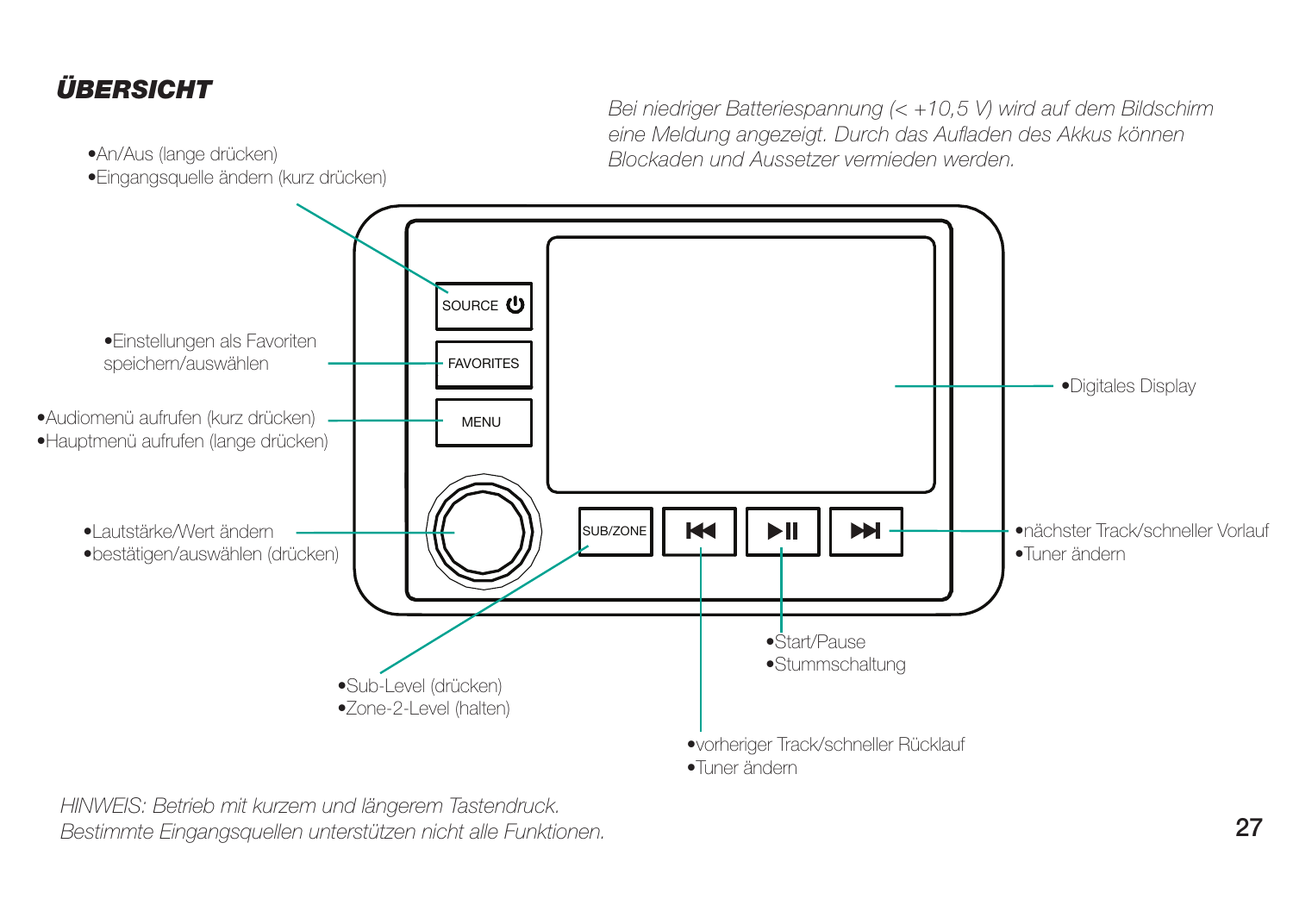## ÜBERSICHT

*Bei niedriger Batteriespannung (< +10,5 V) wird auf dem Bildschirm eine Meldung angezeigt. Durch das Aufladen des Akkus können Blockaden und Aussetzer vermieden werden.*

**SOURCE**
- An/Aus (lange drücken)
- Eingangsquelle ändern (kurz drücken)

**FAVORITES**
- Einstellungen als Favoriten speichern/auswählen

**MENU**
- Audiomenü aufrufen (kurz drücken)
- Hauptmenü aufrufen (lange drücken)

**Drehknopf**
- Lautstärke/Wert ändern
- bestätigen/auswählen (drücken)

**SUB/ZONE**
- Sub-Level (drücken)
- Zone-2-Level (halten)

**⏮**
- vorheriger Track/schneller Rücklauf
- Tuner ändern

**⏯**
- Start/Pause
- Stummschaltung

**⏭**
- nächster Track/schneller Vorlauf
- Tuner ändern

**Display**
- Digitales Display

*HINWEIS: Betrieb mit kurzem und längerem Tastendruck. Bestimmte Eingangsquellen unterstützen nicht alle Funktionen.*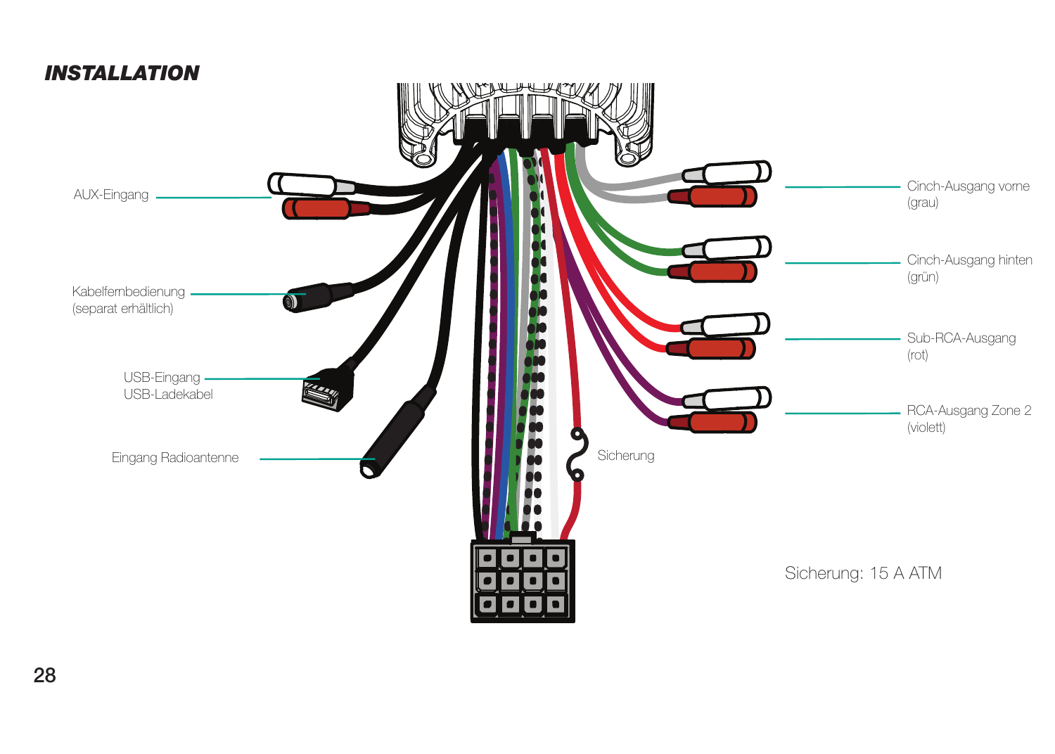# INSTALLATION

AUX-Eingang

Kabelfernbedienung
(separat erhältlich)

USB-Eingang
USB-Ladekabel

Eingang Radioantenne

Cinch-Ausgang vorne
(grau)

Cinch-Ausgang hinten
(grün)

Sub-RCA-Ausgang
(rot)

RCA-Ausgang Zone 2
(violett)

Sicherung

Sicherung: 15 A ATM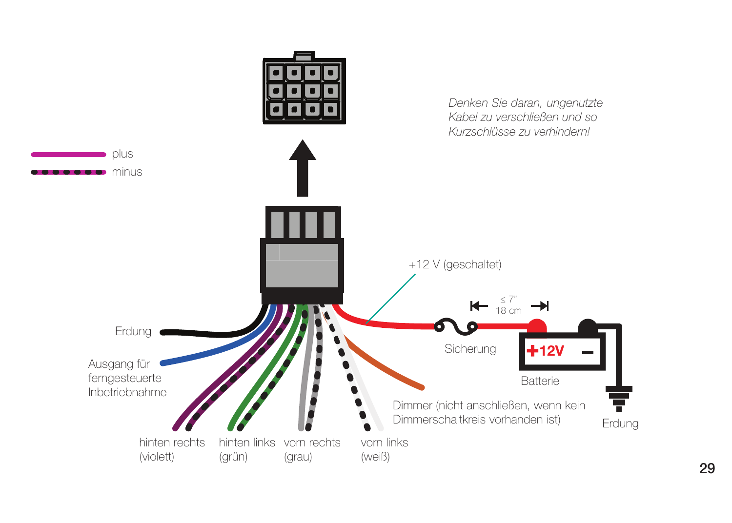*Denken Sie daran, ungenutzte Kabel zu verschließen und so Kurzschlüsse zu verhindern!*

plus

minus

+12 V (geschaltet)

≤ 7"
18 cm

Sicherung

+12V

Batterie

Erdung

Ausgang für ferngesteuerte Inbetriebnahme

Dimmer (nicht anschließen, wenn kein Dimmerschaltkreis vorhanden ist)

Erdung

hinten rechts (violett)

hinten links (grün)

vorn rechts (grau)

vorn links (weiß)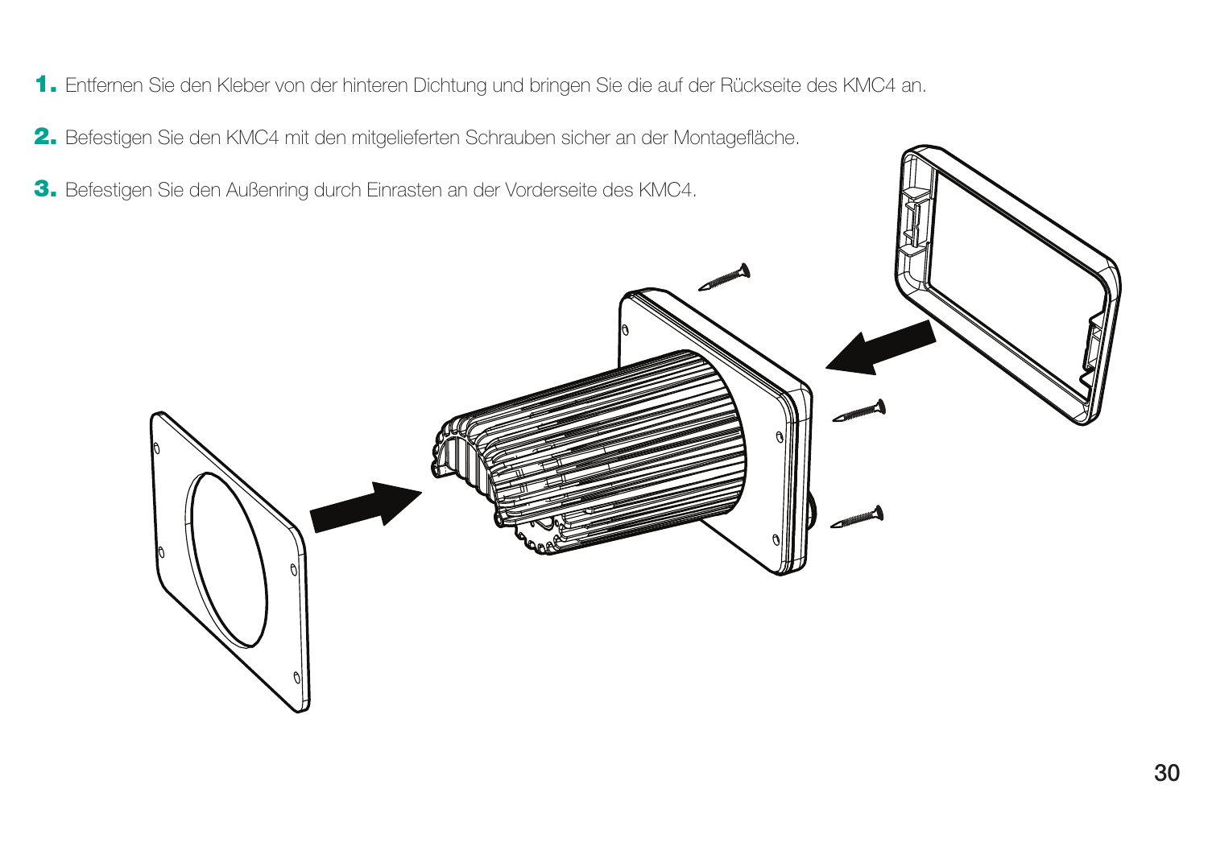1. Entfernen Sie den Kleber von der hinteren Dichtung und bringen Sie die auf der Rückseite des KMC4 an.
2. Befestigen Sie den KMC4 mit den mitgelieferten Schrauben sicher an der Montagefläche.
3. Befestigen Sie den Außenring durch Einrasten an der Vorderseite des KMC4.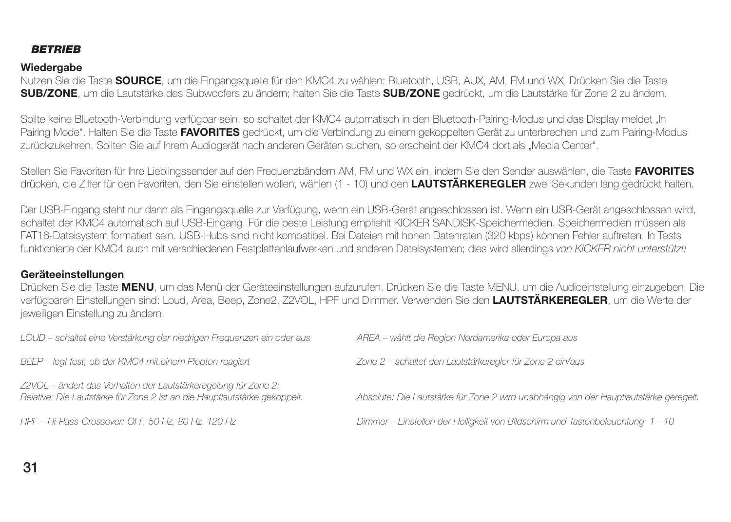## *BETRIEB*

### Wiedergabe

Nutzen Sie die Taste **SOURCE**, um die Eingangsquelle für den KMC4 zu wählen: Bluetooth, USB, AUX, AM, FM und WX. Drücken Sie die Taste **SUB/ZONE**, um die Lautstärke des Subwoofers zu ändern; halten Sie die Taste **SUB/ZONE** gedrückt, um die Lautstärke für Zone 2 zu ändern.

Sollte keine Bluetooth-Verbindung verfügbar sein, so schaltet der KMC4 automatisch in den Bluetooth-Pairing-Modus und das Display meldet „In Pairing Mode". Halten Sie die Taste **FAVORITES** gedrückt, um die Verbindung zu einem gekoppelten Gerät zu unterbrechen und zum Pairing-Modus zurückzukehren. Sollten Sie auf Ihrem Audiogerät nach anderen Geräten suchen, so erscheint der KMC4 dort als „Media Center".

Stellen Sie Favoriten für Ihre Lieblingssender auf den Frequenzbändern AM, FM und WX ein, indem Sie den Sender auswählen, die Taste **FAVORITES** drücken, die Ziffer für den Favoriten, den Sie einstellen wollen, wählen (1 - 10) und den **LAUTSTÄRKEREGLER** zwei Sekunden lang gedrückt halten.

Der USB-Eingang steht nur dann als Eingangsquelle zur Verfügung, wenn ein USB-Gerät angeschlossen ist. Wenn ein USB-Gerät angeschlossen wird, schaltet der KMC4 automatisch auf USB-Eingang. Für die beste Leistung empfiehlt KICKER SANDISK-Speichermedien. Speichermedien müssen als FAT16-Dateisystem formatiert sein. USB-Hubs sind nicht kompatibel. Bei Dateien mit hohen Datenraten (320 kbps) können Fehler auftreten. In Tests funktionierte der KMC4 auch mit verschiedenen Festplattenlaufwerken und anderen Dateisystemen; dies wird allerdings *von KICKER nicht unterstützt!*

### Geräteeinstellungen

Drücken Sie die Taste **MENU**, um das Menü der Geräteeinstellungen aufzurufen. Drücken Sie die Taste MENU, um die Audioeinstellung einzugeben. Die verfügbaren Einstellungen sind: Loud, Area, Beep, Zone2, Z2VOL, HPF und Dimmer. Verwenden Sie den **LAUTSTÄRKEREGLER**, um die Werte der jeweiligen Einstellung zu ändern.

*LOUD – schaltet eine Verstärkung der niedrigen Frequenzen ein oder aus*

*AREA – wählt die Region Nordamerika oder Europa aus*

*BEEP – legt fest, ob der KMC4 mit einem Piepton reagiert*

*Zone 2 – schaltet den Lautstärkeregler für Zone 2 ein/aus*

*Z2VOL – ändert das Verhalten der Lautstärkeregelung für Zone 2:*
*Relative: Die Lautstärke für Zone 2 ist an die Hauptlautstärke gekoppelt.*
*Absolute: Die Lautstärke für Zone 2 wird unabhängig von der Hauptlautstärke geregelt.*

*HPF – Hi-Pass-Crossover: OFF, 50 Hz, 80 Hz, 120 Hz*

*Dimmer – Einstellen der Helligkeit von Bildschirm und Tastenbeleuchtung: 1 - 10*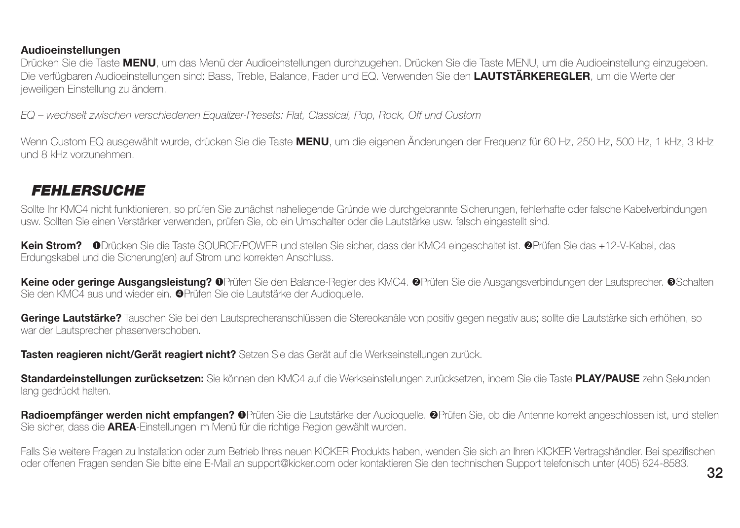### Audioeinstellungen

Drücken Sie die Taste **MENU**, um das Menü der Audioeinstellungen durchzugehen. Drücken Sie die Taste MENU, um die Audioeinstellung einzugeben. Die verfügbaren Audioeinstellungen sind: Bass, Treble, Balance, Fader und EQ. Verwenden Sie den **LAUTSTÄRKEREGLER**, um die Werte der jeweiligen Einstellung zu ändern.

*EQ – wechselt zwischen verschiedenen Equalizer-Presets: Flat, Classical, Pop, Rock, Off und Custom*

Wenn Custom EQ ausgewählt wurde, drücken Sie die Taste **MENU**, um die eigenen Änderungen der Frequenz für 60 Hz, 250 Hz, 500 Hz, 1 kHz, 3 kHz und 8 kHz vorzunehmen.

## *FEHLERSUCHE*

Sollte Ihr KMC4 nicht funktionieren, so prüfen Sie zunächst naheliegende Gründe wie durchgebrannte Sicherungen, fehlerhafte oder falsche Kabelverbindungen usw. Sollten Sie einen Verstärker verwenden, prüfen Sie, ob ein Umschalter oder die Lautstärke usw. falsch eingestellt sind.

**Kein Strom?** ❶Drücken Sie die Taste SOURCE/POWER und stellen Sie sicher, dass der KMC4 eingeschaltet ist. ❷Prüfen Sie das +12-V-Kabel, das Erdungskabel und die Sicherung(en) auf Strom und korrekten Anschluss.

**Keine oder geringe Ausgangsleistung?** ❶Prüfen Sie den Balance-Regler des KMC4. ❷Prüfen Sie die Ausgangsverbindungen der Lautsprecher. ❸Schalten Sie den KMC4 aus und wieder ein. ❹Prüfen Sie die Lautstärke der Audioquelle.

**Geringe Lautstärke?** Tauschen Sie bei den Lautsprecheranschlüssen die Stereokanäle von positiv gegen negativ aus; sollte die Lautstärke sich erhöhen, so war der Lautsprecher phasenverschoben.

**Tasten reagieren nicht/Gerät reagiert nicht?** Setzen Sie das Gerät auf die Werkseinstellungen zurück.

**Standardeinstellungen zurücksetzen:** Sie können den KMC4 auf die Werkseinstellungen zurücksetzen, indem Sie die Taste **PLAY/PAUSE** zehn Sekunden lang gedrückt halten.

**Radioempfänger werden nicht empfangen?** ❶Prüfen Sie die Lautstärke der Audioquelle. ❷Prüfen Sie, ob die Antenne korrekt angeschlossen ist, und stellen Sie sicher, dass die **AREA**-Einstellungen im Menü für die richtige Region gewählt wurden.

Falls Sie weitere Fragen zu Installation oder zum Betrieb Ihres neuen KICKER Produkts haben, wenden Sie sich an Ihren KICKER Vertragshändler. Bei spezifischen oder offenen Fragen senden Sie bitte eine E-Mail an support@kicker.com oder kontaktieren Sie den technischen Support telefonisch unter (405) 624-8583.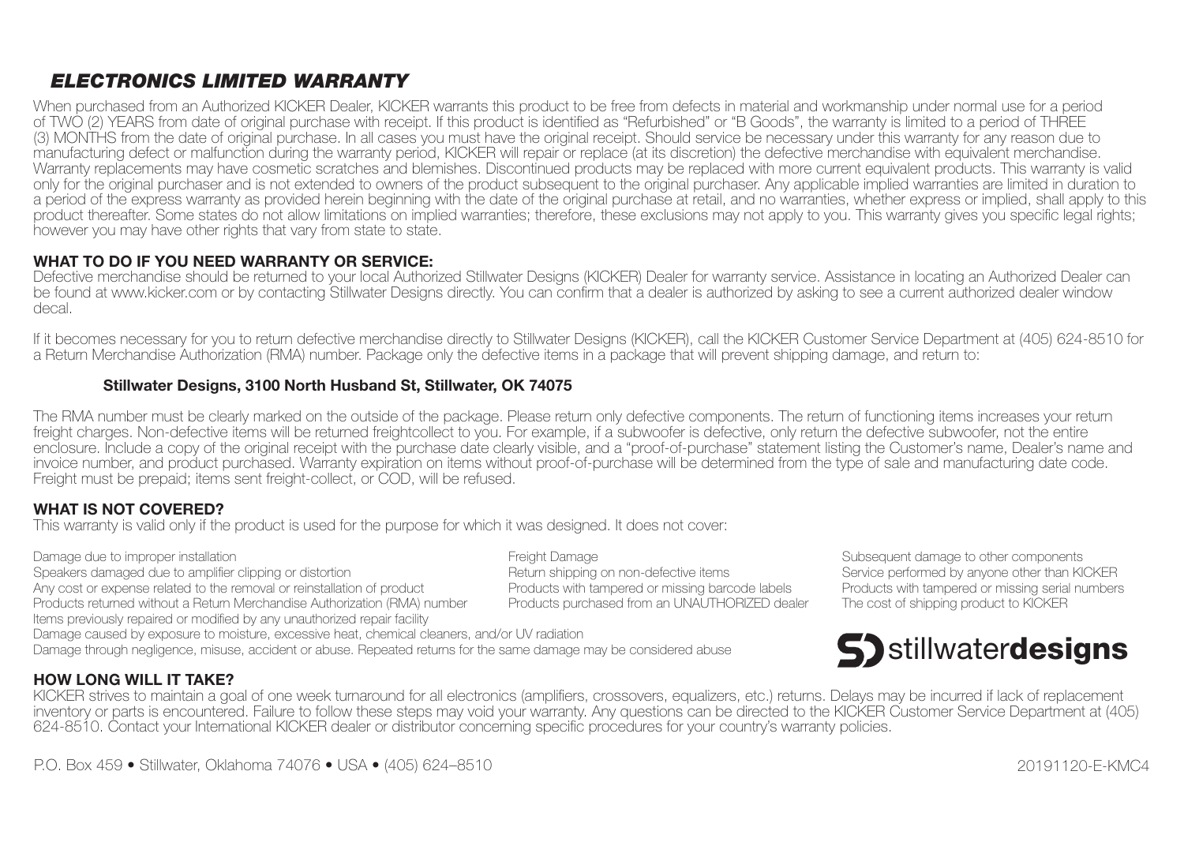## *ELECTRONICS LIMITED WARRANTY*

When purchased from an Authorized KICKER Dealer, KICKER warrants this product to be free from defects in material and workmanship under normal use for a period of TWO (2) YEARS from date of original purchase with receipt. If this product is identified as "Refurbished" or "B Goods", the warranty is limited to a period of THREE (3) MONTHS from the date of original purchase. In all cases you must have the original receipt. Should service be necessary under this warranty for any reason due to manufacturing defect or malfunction during the warranty period, KICKER will repair or replace (at its discretion) the defective merchandise with equivalent merchandise. Warranty replacements may have cosmetic scratches and blemishes. Discontinued products may be replaced with more current equivalent products. This warranty is valid only for the original purchaser and is not extended to owners of the product subsequent to the original purchaser. Any applicable implied warranties are limited in duration to a period of the express warranty as provided herein beginning with the date of the original purchase at retail, and no warranties, whether express or implied, shall apply to this product thereafter. Some states do not allow limitations on implied warranties; therefore, these exclusions may not apply to you. This warranty gives you specific legal rights; however you may have other rights that vary from state to state.

### WHAT TO DO IF YOU NEED WARRANTY OR SERVICE:

Defective merchandise should be returned to your local Authorized Stillwater Designs (KICKER) Dealer for warranty service. Assistance in locating an Authorized Dealer can be found at www.kicker.com or by contacting Stillwater Designs directly. You can confirm that a dealer is authorized by asking to see a current authorized dealer window decal.

If it becomes necessary for you to return defective merchandise directly to Stillwater Designs (KICKER), call the KICKER Customer Service Department at (405) 624-8510 for a Return Merchandise Authorization (RMA) number. Package only the defective items in a package that will prevent shipping damage, and return to:

**Stillwater Designs, 3100 North Husband St, Stillwater, OK 74075**

The RMA number must be clearly marked on the outside of the package. Please return only defective components. The return of functioning items increases your return freight charges. Non-defective items will be returned freightcollect to you. For example, if a subwoofer is defective, only return the defective subwoofer, not the entire enclosure. Include a copy of the original receipt with the purchase date clearly visible, and a "proof-of-purchase" statement listing the Customer's name, Dealer's name and invoice number, and product purchased. Warranty expiration on items without proof-of-purchase will be determined from the type of sale and manufacturing date code. Freight must be prepaid; items sent freight-collect, or COD, will be refused.

### WHAT IS NOT COVERED?

This warranty is valid only if the product is used for the purpose for which it was designed. It does not cover:

- Damage due to improper installation
- Speakers damaged due to amplifier clipping or distortion
- Any cost or expense related to the removal or reinstallation of product
- Products returned without a Return Merchandise Authorization (RMA) number
- Items previously repaired or modified by any unauthorized repair facility
- Damage caused by exposure to moisture, excessive heat, chemical cleaners, and/or UV radiation
- Damage through negligence, misuse, accident or abuse. Repeated returns for the same damage may be considered abuse
- Freight Damage
- Return shipping on non-defective items
- Products with tampered or missing barcode labels
- Products purchased from an UNAUTHORIZED dealer
- Subsequent damage to other components
- Service performed by anyone other than KICKER
- Products with tampered or missing serial numbers
- The cost of shipping product to KICKER

stillwater**designs**

### HOW LONG WILL IT TAKE?

KICKER strives to maintain a goal of one week turnaround for all electronics (amplifiers, crossovers, equalizers, etc.) returns. Delays may be incurred if lack of replacement inventory or parts is encountered. Failure to follow these steps may void your warranty. Any questions can be directed to the KICKER Customer Service Department at (405) 624-8510. Contact your International KICKER dealer or distributor concerning specific procedures for your country's warranty policies.

P.O. Box 459 • Stillwater, Oklahoma 74076 • USA • (405) 624–8510

20191120-E-KMC4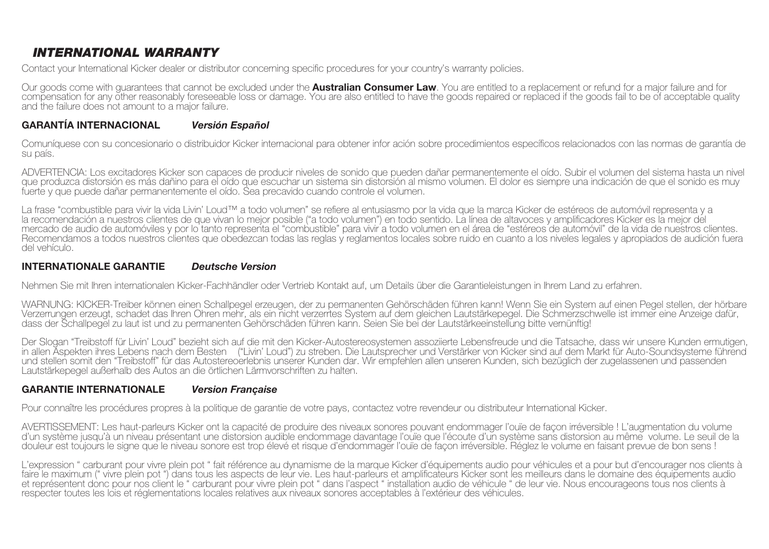## *INTERNATIONAL WARRANTY*

Contact your International Kicker dealer or distributor concerning specific procedures for your country's warranty policies.

Our goods come with guarantees that cannot be excluded under the **Australian Consumer Law**. You are entitled to a replacement or refund for a major failure and for compensation for any other reasonably foreseeable loss or damage. You are also entitled to have the goods repaired or replaced if the goods fail to be of acceptable quality and the failure does not amount to a major failure.

### GARANTÍA INTERNACIONAL *Versión Español*

Comuníquese con su concesionario o distribuidor Kicker internacional para obtener infor ación sobre procedimientos específicos relacionados con las normas de garantía de su país.

ADVERTENCIA: Los excitadores Kicker son capaces de producir niveles de sonido que pueden dañar permanentemente el oído. Subir el volumen del sistema hasta un nivel que produzca distorsión es más dañino para el oído que escuchar un sistema sin distorsión al mismo volumen. El dolor es siempre una indicación de que el sonido es muy fuerte y que puede dañar permanentemente el oído. Sea precavido cuando controle el volumen.

La frase "combustible para vivir la vida Livin' Loud™ a todo volumen" se refiere al entusiasmo por la vida que la marca Kicker de estéreos de automóvil representa y a la recomendación a nuestros clientes de que vivan lo mejor posible ("a todo volumen") en todo sentido. La línea de altavoces y amplificadores Kicker es la mejor del mercado de audio de automóviles y por lo tanto representa el "combustible" para vivir a todo volumen en el área de "estéreos de automóvil" de la vida de nuestros clientes. Recomendamos a todos nuestros clientes que obedezcan todas las reglas y reglamentos locales sobre ruido en cuanto a los niveles legales y apropiados de audición fuera del vehículo.

### INTERNATIONALE GARANTIE *Deutsche Version*

Nehmen Sie mit Ihren internationalen Kicker-Fachhändler oder Vertrieb Kontakt auf, um Details über die Garantieleistungen in Ihrem Land zu erfahren.

WARNUNG: KICKER-Treiber können einen Schallpegel erzeugen, der zu permanenten Gehörschäden führen kann! Wenn Sie ein System auf einen Pegel stellen, der hörbare Verzerrungen erzeugt, schadet das Ihren Ohren mehr, als ein nicht verzerrtes System auf dem gleichen Lautstärkepegel. Die Schmerzschwelle ist immer eine Anzeige dafür, dass der Schallpegel zu laut ist und zu permanenten Gehörschäden führen kann. Seien Sie bei der Lautstärkeeinstellung bitte vernünftig!

Der Slogan "Treibstoff für Livin' Loud" bezieht sich auf die mit den Kicker-Autostereosystemen assoziierte Lebensfreude und die Tatsache, dass wir unsere Kunden ermutigen, in allen Aspekten ihres Lebens nach dem Besten ("Livin' Loud") zu streben. Die Lautsprecher und Verstärker von Kicker sind auf dem Markt für Auto-Soundsysteme führend und stellen somit den "Treibstoff" für das Autostereoerlebnis unserer Kunden dar. Wir empfehlen allen unseren Kunden, sich bezüglich der zugelassenen und passenden Lautstärkepegel außerhalb des Autos an die örtlichen Lärmvorschriften zu halten.

### GARANTIE INTERNATIONALE *Version Française*

Pour connaître les procédures propres à la politique de garantie de votre pays, contactez votre revendeur ou distributeur International Kicker.

AVERTISSEMENT: Les haut-parleurs Kicker ont la capacité de produire des niveaux sonores pouvant endommager l'ouïe de façon irréversible ! L'augmentation du volume d'un système jusqu'à un niveau présentant une distorsion audible endommage davantage l'ouïe que l'écoute d'un système sans distorsion au même volume. Le seuil de la douleur est toujours le signe que le niveau sonore est trop élevé et risque d'endommager l'ouïe de façon irréversible. Réglez le volume en faisant prevue de bon sens !

L'expression " carburant pour vivre plein pot " fait référence au dynamisme de la marque Kicker d'équipements audio pour véhicules et a pour but d'encourager nos clients à faire le maximum (" vivre plein pot ") dans tous les aspects de leur vie. Les haut-parleurs et amplificateurs Kicker sont les meilleurs dans le domaine des équipements audio et représentent donc pour nos client le " carburant pour vivre plein pot " dans l'aspect " installation audio de véhicule " de leur vie. Nous encourageons tous nos clients à respecter toutes les lois et réglementations locales relatives aux niveaux sonores acceptables à l'extérieur des véhicules.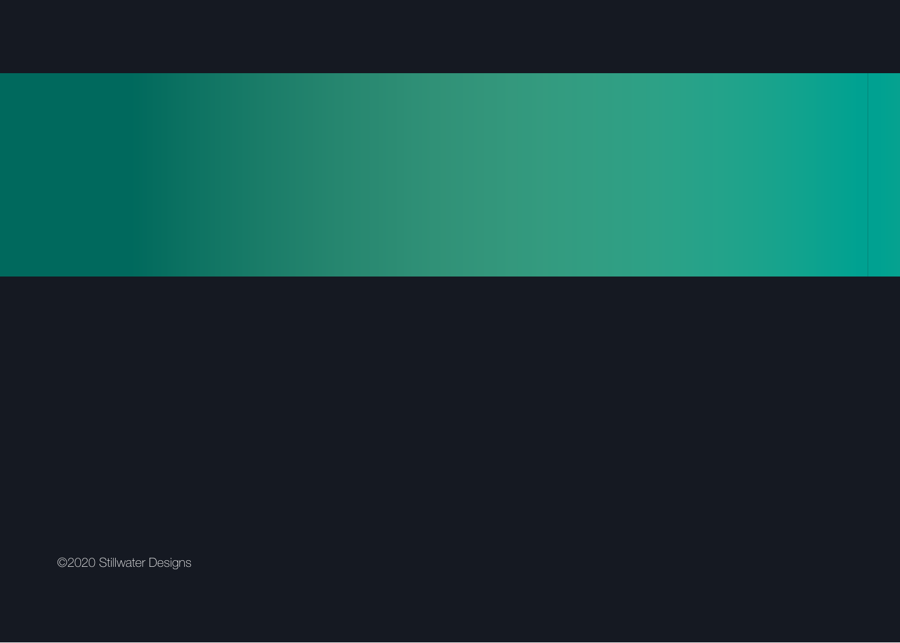©2020 Stillwater Designs